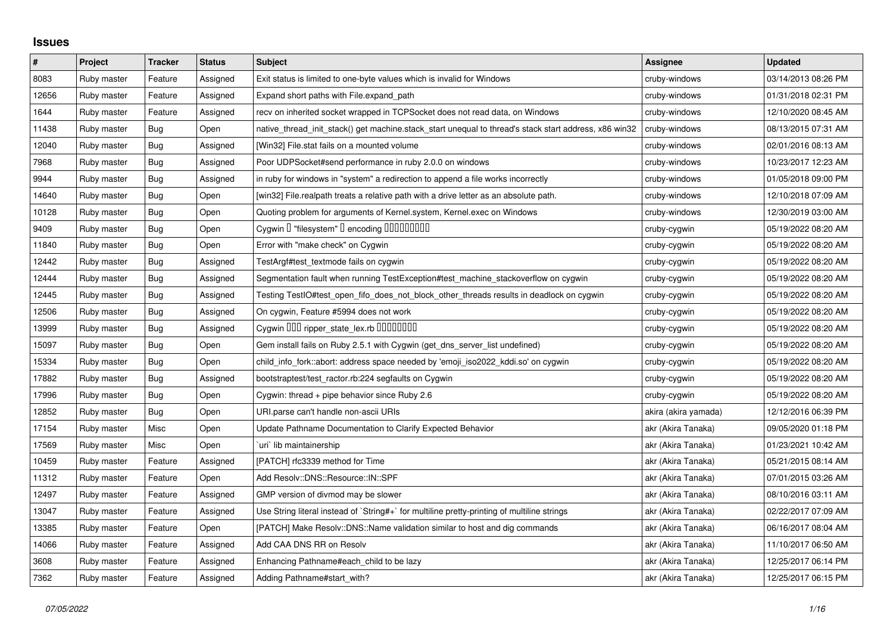## Issues

| # | Project | Tracker | Status | Subject | Assignee | Updated |
|---|---|---|---|---|---|---|
| 8083 | Ruby master | Feature | Assigned | Exit status is limited to one-byte values which is invalid for Windows | cruby-windows | 03/14/2013 08:26 PM |
| 12656 | Ruby master | Feature | Assigned | Expand short paths with File.expand_path | cruby-windows | 01/31/2018 02:31 PM |
| 1644 | Ruby master | Feature | Assigned | recv on inherited socket wrapped in TCPSocket does not read data, on Windows | cruby-windows | 12/10/2020 08:45 AM |
| 11438 | Ruby master | Bug | Open | native_thread_init_stack() get machine.stack_start unequal to thread's stack start address, x86 win32 | cruby-windows | 08/13/2015 07:31 AM |
| 12040 | Ruby master | Bug | Assigned | [Win32] File.stat fails on a mounted volume | cruby-windows | 02/01/2016 08:13 AM |
| 7968 | Ruby master | Bug | Assigned | Poor UDPSocket#send performance in ruby 2.0.0 on windows | cruby-windows | 10/23/2017 12:23 AM |
| 9944 | Ruby master | Bug | Assigned | in ruby for windows in "system" a redirection to append a file works incorrectly | cruby-windows | 01/05/2018 09:00 PM |
| 14640 | Ruby master | Bug | Open | [win32] File.realpath treats a relative path with a drive letter as an absolute path. | cruby-windows | 12/10/2018 07:09 AM |
| 10128 | Ruby master | Bug | Open | Quoting problem for arguments of Kernel.system, Kernel.exec on Windows | cruby-windows | 12/30/2019 03:00 AM |
| 9409 | Ruby master | Bug | Open | Cygwin � "filesystem" � encoding ��������� | cruby-cygwin | 05/19/2022 08:20 AM |
| 11840 | Ruby master | Bug | Open | Error with "make check" on Cygwin | cruby-cygwin | 05/19/2022 08:20 AM |
| 12442 | Ruby master | Bug | Assigned | TestArgf#test_textmode fails on cygwin | cruby-cygwin | 05/19/2022 08:20 AM |
| 12444 | Ruby master | Bug | Assigned | Segmentation fault when running TestException#test_machine_stackoverflow on cygwin | cruby-cygwin | 05/19/2022 08:20 AM |
| 12445 | Ruby master | Bug | Assigned | Testing TestIO#test_open_fifo_does_not_block_other_threads results in deadlock on cygwin | cruby-cygwin | 05/19/2022 08:20 AM |
| 12506 | Ruby master | Bug | Assigned | On cygwin, Feature #5994 does not work | cruby-cygwin | 05/19/2022 08:20 AM |
| 13999 | Ruby master | Bug | Assigned | Cygwin ��� ripper_state_lex.rb �������� | cruby-cygwin | 05/19/2022 08:20 AM |
| 15097 | Ruby master | Bug | Open | Gem install fails on Ruby 2.5.1 with Cygwin (get_dns_server_list undefined) | cruby-cygwin | 05/19/2022 08:20 AM |
| 15334 | Ruby master | Bug | Open | child_info_fork::abort: address space needed by 'emoji_iso2022_kddi.so' on cygwin | cruby-cygwin | 05/19/2022 08:20 AM |
| 17882 | Ruby master | Bug | Assigned | bootstraptest/test_ractor.rb:224 segfaults on Cygwin | cruby-cygwin | 05/19/2022 08:20 AM |
| 17996 | Ruby master | Bug | Open | Cygwin: thread + pipe behavior since Ruby 2.6 | cruby-cygwin | 05/19/2022 08:20 AM |
| 12852 | Ruby master | Bug | Open | URI.parse can't handle non-ascii URIs | akira (akira yamada) | 12/12/2016 06:39 PM |
| 17154 | Ruby master | Misc | Open | Update Pathname Documentation to Clarify Expected Behavior | akr (Akira Tanaka) | 09/05/2020 01:18 PM |
| 17569 | Ruby master | Misc | Open | `uri` lib maintainership | akr (Akira Tanaka) | 01/23/2021 10:42 AM |
| 10459 | Ruby master | Feature | Assigned | [PATCH] rfc3339 method for Time | akr (Akira Tanaka) | 05/21/2015 08:14 AM |
| 11312 | Ruby master | Feature | Open | Add Resolv::DNS::Resource::IN::SPF | akr (Akira Tanaka) | 07/01/2015 03:26 AM |
| 12497 | Ruby master | Feature | Assigned | GMP version of divmod may be slower | akr (Akira Tanaka) | 08/10/2016 03:11 AM |
| 13047 | Ruby master | Feature | Assigned | Use String literal instead of `String#+` for multiline pretty-printing of multiline strings | akr (Akira Tanaka) | 02/22/2017 07:09 AM |
| 13385 | Ruby master | Feature | Open | [PATCH] Make Resolv::DNS::Name validation similar to host and dig commands | akr (Akira Tanaka) | 06/16/2017 08:04 AM |
| 14066 | Ruby master | Feature | Assigned | Add CAA DNS RR on Resolv | akr (Akira Tanaka) | 11/10/2017 06:50 AM |
| 3608 | Ruby master | Feature | Assigned | Enhancing Pathname#each_child to be lazy | akr (Akira Tanaka) | 12/25/2017 06:14 PM |
| 7362 | Ruby master | Feature | Assigned | Adding Pathname#start_with? | akr (Akira Tanaka) | 12/25/2017 06:15 PM |

*07/05/2022*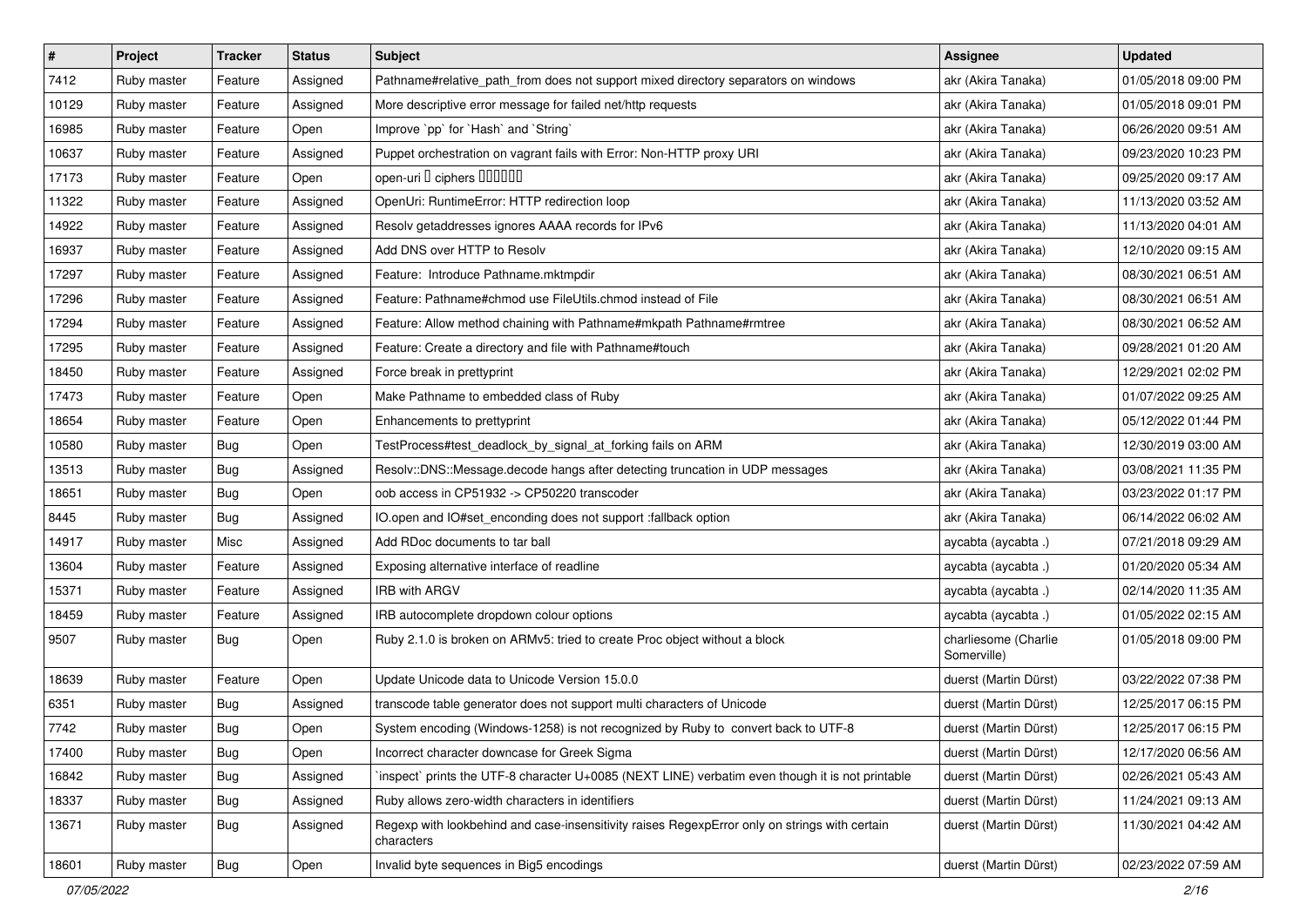| # | Project | Tracker | Status | Subject | Assignee | Updated |
|---|---|---|---|---|---|---|
| 7412 | Ruby master | Feature | Assigned | Pathname#relative_path_from does not support mixed directory separators on windows | akr (Akira Tanaka) | 01/05/2018 09:00 PM |
| 10129 | Ruby master | Feature | Assigned | More descriptive error message for failed net/http requests | akr (Akira Tanaka) | 01/05/2018 09:01 PM |
| 16985 | Ruby master | Feature | Open | Improve `pp` for `Hash` and `String` | akr (Akira Tanaka) | 06/26/2020 09:51 AM |
| 10637 | Ruby master | Feature | Assigned | Puppet orchestration on vagrant fails with Error: Non-HTTP proxy URI | akr (Akira Tanaka) | 09/23/2020 10:23 PM |
| 17173 | Ruby master | Feature | Open | open-uri � ciphers ������ | akr (Akira Tanaka) | 09/25/2020 09:17 AM |
| 11322 | Ruby master | Feature | Assigned | OpenUri: RuntimeError: HTTP redirection loop | akr (Akira Tanaka) | 11/13/2020 03:52 AM |
| 14922 | Ruby master | Feature | Assigned | Resolv getaddresses ignores AAAA records for IPv6 | akr (Akira Tanaka) | 11/13/2020 04:01 AM |
| 16937 | Ruby master | Feature | Assigned | Add DNS over HTTP to Resolv | akr (Akira Tanaka) | 12/10/2020 09:15 AM |
| 17297 | Ruby master | Feature | Assigned | Feature: Introduce Pathname.mktmpdir | akr (Akira Tanaka) | 08/30/2021 06:51 AM |
| 17296 | Ruby master | Feature | Assigned | Feature: Pathname#chmod use FileUtils.chmod instead of File | akr (Akira Tanaka) | 08/30/2021 06:51 AM |
| 17294 | Ruby master | Feature | Assigned | Feature: Allow method chaining with Pathname#mkpath Pathname#rmtree | akr (Akira Tanaka) | 08/30/2021 06:52 AM |
| 17295 | Ruby master | Feature | Assigned | Feature: Create a directory and file with Pathname#touch | akr (Akira Tanaka) | 09/28/2021 01:20 AM |
| 18450 | Ruby master | Feature | Assigned | Force break in prettyprint | akr (Akira Tanaka) | 12/29/2021 02:02 PM |
| 17473 | Ruby master | Feature | Open | Make Pathname to embedded class of Ruby | akr (Akira Tanaka) | 01/07/2022 09:25 AM |
| 18654 | Ruby master | Feature | Open | Enhancements to prettyprint | akr (Akira Tanaka) | 05/12/2022 01:44 PM |
| 10580 | Ruby master | Bug | Open | TestProcess#test_deadlock_by_signal_at_forking fails on ARM | akr (Akira Tanaka) | 12/30/2019 03:00 AM |
| 13513 | Ruby master | Bug | Assigned | Resolv::DNS::Message.decode hangs after detecting truncation in UDP messages | akr (Akira Tanaka) | 03/08/2021 11:35 PM |
| 18651 | Ruby master | Bug | Open | oob access in CP51932 -> CP50220 transcoder | akr (Akira Tanaka) | 03/23/2022 01:17 PM |
| 8445 | Ruby master | Bug | Assigned | IO.open and IO#set_enconding does not support :fallback option | akr (Akira Tanaka) | 06/14/2022 06:02 AM |
| 14917 | Ruby master | Misc | Assigned | Add RDoc documents to tar ball | aycabta (aycabta .) | 07/21/2018 09:29 AM |
| 13604 | Ruby master | Feature | Assigned | Exposing alternative interface of readline | aycabta (aycabta .) | 01/20/2020 05:34 AM |
| 15371 | Ruby master | Feature | Assigned | IRB with ARGV | aycabta (aycabta .) | 02/14/2020 11:35 AM |
| 18459 | Ruby master | Feature | Assigned | IRB autocomplete dropdown colour options | aycabta (aycabta .) | 01/05/2022 02:15 AM |
| 9507 | Ruby master | Bug | Open | Ruby 2.1.0 is broken on ARMv5: tried to create Proc object without a block | charliesome (Charlie Somerville) | 01/05/2018 09:00 PM |
| 18639 | Ruby master | Feature | Open | Update Unicode data to Unicode Version 15.0.0 | duerst (Martin Dürst) | 03/22/2022 07:38 PM |
| 6351 | Ruby master | Bug | Assigned | transcode table generator does not support multi characters of Unicode | duerst (Martin Dürst) | 12/25/2017 06:15 PM |
| 7742 | Ruby master | Bug | Open | System encoding (Windows-1258) is not recognized by Ruby to convert back to UTF-8 | duerst (Martin Dürst) | 12/25/2017 06:15 PM |
| 17400 | Ruby master | Bug | Open | Incorrect character downcase for Greek Sigma | duerst (Martin Dürst) | 12/17/2020 06:56 AM |
| 16842 | Ruby master | Bug | Assigned | `inspect` prints the UTF-8 character U+0085 (NEXT LINE) verbatim even though it is not printable | duerst (Martin Dürst) | 02/26/2021 05:43 AM |
| 18337 | Ruby master | Bug | Assigned | Ruby allows zero-width characters in identifiers | duerst (Martin Dürst) | 11/24/2021 09:13 AM |
| 13671 | Ruby master | Bug | Assigned | Regexp with lookbehind and case-insensitivity raises RegexpError only on strings with certain characters | duerst (Martin Dürst) | 11/30/2021 04:42 AM |
| 18601 | Ruby master | Bug | Open | Invalid byte sequences in Big5 encodings | duerst (Martin Dürst) | 02/23/2022 07:59 AM |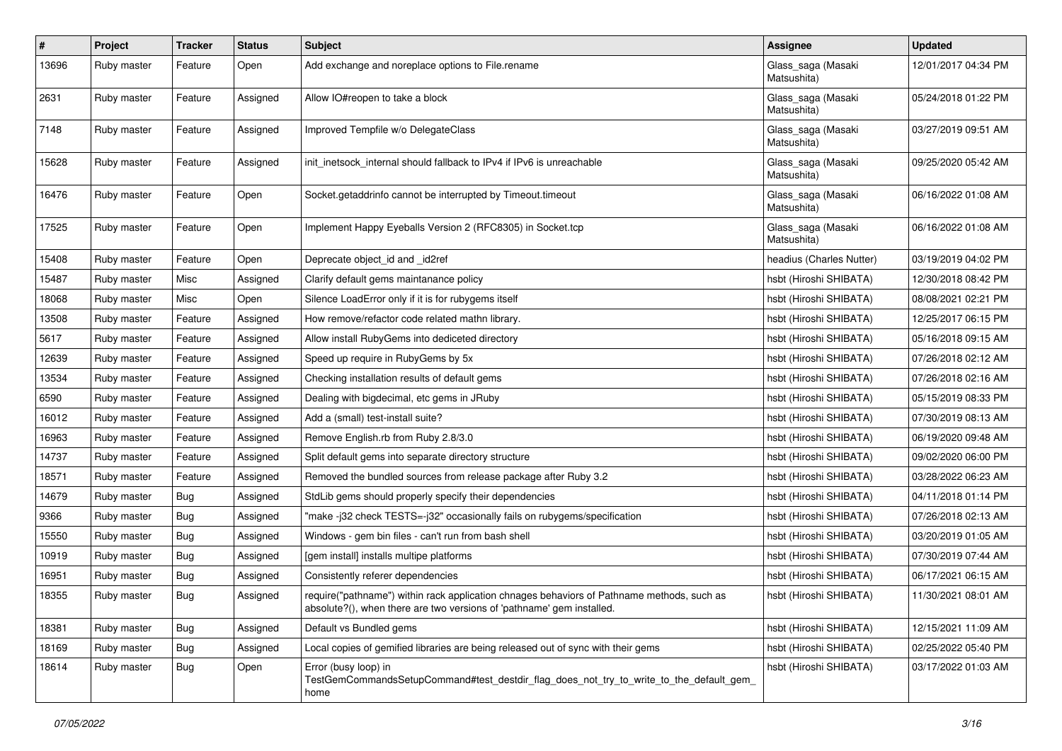| # | Project | Tracker | Status | Subject | Assignee | Updated |
|---|---|---|---|---|---|---|
| 13696 | Ruby master | Feature | Open | Add exchange and noreplace options to File.rename | Glass_saga (Masaki Matsushita) | 12/01/2017 04:34 PM |
| 2631 | Ruby master | Feature | Assigned | Allow IO#reopen to take a block | Glass_saga (Masaki Matsushita) | 05/24/2018 01:22 PM |
| 7148 | Ruby master | Feature | Assigned | Improved Tempfile w/o DelegateClass | Glass_saga (Masaki Matsushita) | 03/27/2019 09:51 AM |
| 15628 | Ruby master | Feature | Assigned | init_inetsock_internal should fallback to IPv4 if IPv6 is unreachable | Glass_saga (Masaki Matsushita) | 09/25/2020 05:42 AM |
| 16476 | Ruby master | Feature | Open | Socket.getaddrinfo cannot be interrupted by Timeout.timeout | Glass_saga (Masaki Matsushita) | 06/16/2022 01:08 AM |
| 17525 | Ruby master | Feature | Open | Implement Happy Eyeballs Version 2 (RFC8305) in Socket.tcp | Glass_saga (Masaki Matsushita) | 06/16/2022 01:08 AM |
| 15408 | Ruby master | Feature | Open | Deprecate object_id and _id2ref | headius (Charles Nutter) | 03/19/2019 04:02 PM |
| 15487 | Ruby master | Misc | Assigned | Clarify default gems maintanance policy | hsbt (Hiroshi SHIBATA) | 12/30/2018 08:42 PM |
| 18068 | Ruby master | Misc | Open | Silence LoadError only if it is for rubygems itself | hsbt (Hiroshi SHIBATA) | 08/08/2021 02:21 PM |
| 13508 | Ruby master | Feature | Assigned | How remove/refactor code related mathn library. | hsbt (Hiroshi SHIBATA) | 12/25/2017 06:15 PM |
| 5617 | Ruby master | Feature | Assigned | Allow install RubyGems into dediceted directory | hsbt (Hiroshi SHIBATA) | 05/16/2018 09:15 AM |
| 12639 | Ruby master | Feature | Assigned | Speed up require in RubyGems by 5x | hsbt (Hiroshi SHIBATA) | 07/26/2018 02:12 AM |
| 13534 | Ruby master | Feature | Assigned | Checking installation results of default gems | hsbt (Hiroshi SHIBATA) | 07/26/2018 02:16 AM |
| 6590 | Ruby master | Feature | Assigned | Dealing with bigdecimal, etc gems in JRuby | hsbt (Hiroshi SHIBATA) | 05/15/2019 08:33 PM |
| 16012 | Ruby master | Feature | Assigned | Add a (small) test-install suite? | hsbt (Hiroshi SHIBATA) | 07/30/2019 08:13 AM |
| 16963 | Ruby master | Feature | Assigned | Remove English.rb from Ruby 2.8/3.0 | hsbt (Hiroshi SHIBATA) | 06/19/2020 09:48 AM |
| 14737 | Ruby master | Feature | Assigned | Split default gems into separate directory structure | hsbt (Hiroshi SHIBATA) | 09/02/2020 06:00 PM |
| 18571 | Ruby master | Feature | Assigned | Removed the bundled sources from release package after Ruby 3.2 | hsbt (Hiroshi SHIBATA) | 03/28/2022 06:23 AM |
| 14679 | Ruby master | Bug | Assigned | StdLib gems should properly specify their dependencies | hsbt (Hiroshi SHIBATA) | 04/11/2018 01:14 PM |
| 9366 | Ruby master | Bug | Assigned | "make -j32 check TESTS=-j32" occasionally fails on rubygems/specification | hsbt (Hiroshi SHIBATA) | 07/26/2018 02:13 AM |
| 15550 | Ruby master | Bug | Assigned | Windows - gem bin files - can't run from bash shell | hsbt (Hiroshi SHIBATA) | 03/20/2019 01:05 AM |
| 10919 | Ruby master | Bug | Assigned | [gem install] installs multipe platforms | hsbt (Hiroshi SHIBATA) | 07/30/2019 07:44 AM |
| 16951 | Ruby master | Bug | Assigned | Consistently referer dependencies | hsbt (Hiroshi SHIBATA) | 06/17/2021 06:15 AM |
| 18355 | Ruby master | Bug | Assigned | require("pathname") within rack application chnages behaviors of Pathname methods, such as absolute?(), when there are two versions of 'pathname' gem installed. | hsbt (Hiroshi SHIBATA) | 11/30/2021 08:01 AM |
| 18381 | Ruby master | Bug | Assigned | Default vs Bundled gems | hsbt (Hiroshi SHIBATA) | 12/15/2021 11:09 AM |
| 18169 | Ruby master | Bug | Assigned | Local copies of gemified libraries are being released out of sync with their gems | hsbt (Hiroshi SHIBATA) | 02/25/2022 05:40 PM |
| 18614 | Ruby master | Bug | Open | Error (busy loop) in TestGemCommandsSetupCommand#test_destdir_flag_does_not_try_to_write_to_the_default_gem_home | hsbt (Hiroshi SHIBATA) | 03/17/2022 01:03 AM |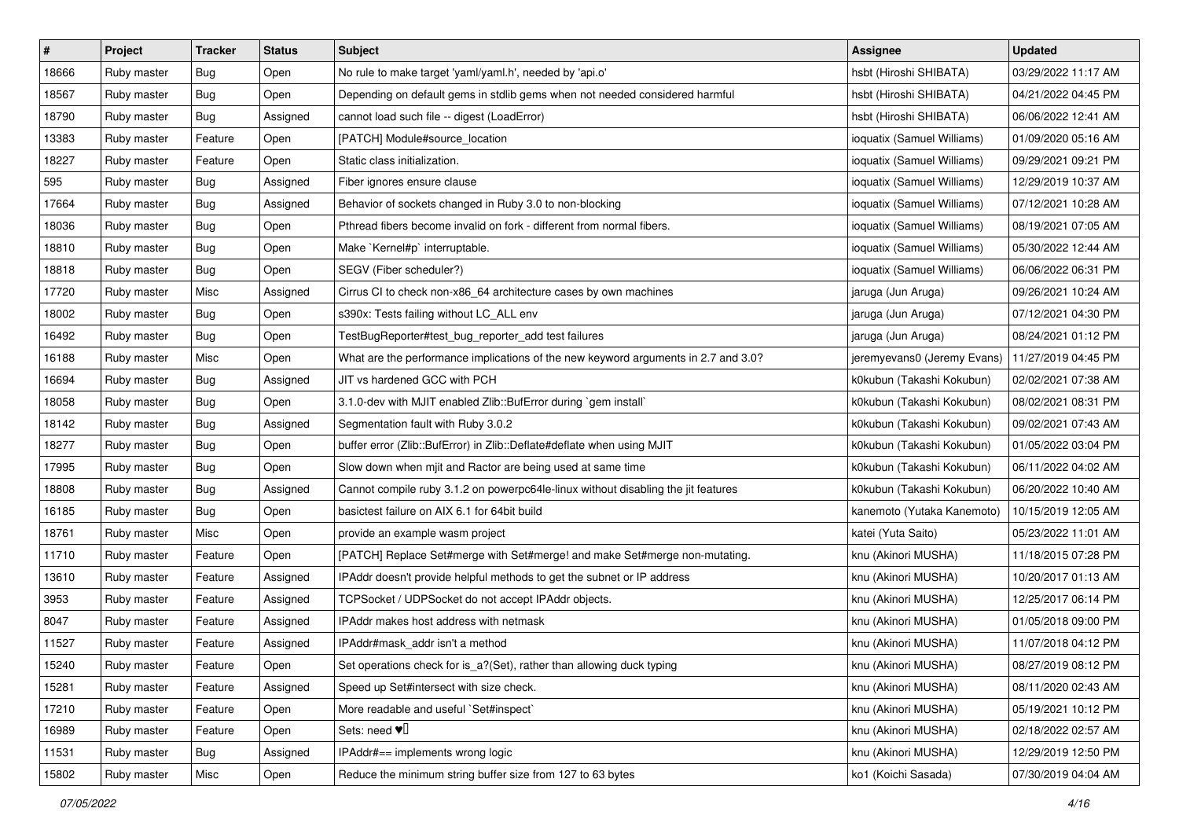| # | Project | Tracker | Status | Subject | Assignee | Updated |
|---|---|---|---|---|---|---|
| 18666 | Ruby master | Bug | Open | No rule to make target 'yaml/yaml.h', needed by 'api.o' | hsbt (Hiroshi SHIBATA) | 03/29/2022 11:17 AM |
| 18567 | Ruby master | Bug | Open | Depending on default gems in stdlib gems when not needed considered harmful | hsbt (Hiroshi SHIBATA) | 04/21/2022 04:45 PM |
| 18790 | Ruby master | Bug | Assigned | cannot load such file -- digest (LoadError) | hsbt (Hiroshi SHIBATA) | 06/06/2022 12:41 AM |
| 13383 | Ruby master | Feature | Open | [PATCH] Module#source_location | ioquatix (Samuel Williams) | 01/09/2020 05:16 AM |
| 18227 | Ruby master | Feature | Open | Static class initialization. | ioquatix (Samuel Williams) | 09/29/2021 09:21 PM |
| 595 | Ruby master | Bug | Assigned | Fiber ignores ensure clause | ioquatix (Samuel Williams) | 12/29/2019 10:37 AM |
| 17664 | Ruby master | Bug | Assigned | Behavior of sockets changed in Ruby 3.0 to non-blocking | ioquatix (Samuel Williams) | 07/12/2021 10:28 AM |
| 18036 | Ruby master | Bug | Open | Pthread fibers become invalid on fork - different from normal fibers. | ioquatix (Samuel Williams) | 08/19/2021 07:05 AM |
| 18810 | Ruby master | Bug | Open | Make `Kernel#p` interruptable. | ioquatix (Samuel Williams) | 05/30/2022 12:44 AM |
| 18818 | Ruby master | Bug | Open | SEGV (Fiber scheduler?) | ioquatix (Samuel Williams) | 06/06/2022 06:31 PM |
| 17720 | Ruby master | Misc | Assigned | Cirrus CI to check non-x86_64 architecture cases by own machines | jaruga (Jun Aruga) | 09/26/2021 10:24 AM |
| 18002 | Ruby master | Bug | Open | s390x: Tests failing without LC_ALL env | jaruga (Jun Aruga) | 07/12/2021 04:30 PM |
| 16492 | Ruby master | Bug | Open | TestBugReporter#test_bug_reporter_add test failures | jaruga (Jun Aruga) | 08/24/2021 01:12 PM |
| 16188 | Ruby master | Misc | Open | What are the performance implications of the new keyword arguments in 2.7 and 3.0? | jeremyevans0 (Jeremy Evans) | 11/27/2019 04:45 PM |
| 16694 | Ruby master | Bug | Assigned | JIT vs hardened GCC with PCH | k0kubun (Takashi Kokubun) | 02/02/2021 07:38 AM |
| 18058 | Ruby master | Bug | Open | 3.1.0-dev with MJIT enabled Zlib::BufError during `gem install` | k0kubun (Takashi Kokubun) | 08/02/2021 08:31 PM |
| 18142 | Ruby master | Bug | Assigned | Segmentation fault with Ruby 3.0.2 | k0kubun (Takashi Kokubun) | 09/02/2021 07:43 AM |
| 18277 | Ruby master | Bug | Open | buffer error (Zlib::BufError) in Zlib::Deflate#deflate when using MJIT | k0kubun (Takashi Kokubun) | 01/05/2022 03:04 PM |
| 17995 | Ruby master | Bug | Open | Slow down when mjit and Ractor are being used at same time | k0kubun (Takashi Kokubun) | 06/11/2022 04:02 AM |
| 18808 | Ruby master | Bug | Assigned | Cannot compile ruby 3.1.2 on powerpc64le-linux without disabling the jit features | k0kubun (Takashi Kokubun) | 06/20/2022 10:40 AM |
| 16185 | Ruby master | Bug | Open | basictest failure on AIX 6.1 for 64bit build | kanemoto (Yutaka Kanemoto) | 10/15/2019 12:05 AM |
| 18761 | Ruby master | Misc | Open | provide an example wasm project | katei (Yuta Saito) | 05/23/2022 11:01 AM |
| 11710 | Ruby master | Feature | Open | [PATCH] Replace Set#merge with Set#merge! and make Set#merge non-mutating. | knu (Akinori MUSHA) | 11/18/2015 07:28 PM |
| 13610 | Ruby master | Feature | Assigned | IPAddr doesn't provide helpful methods to get the subnet or IP address | knu (Akinori MUSHA) | 10/20/2017 01:13 AM |
| 3953 | Ruby master | Feature | Assigned | TCPSocket / UDPSocket do not accept IPAddr objects. | knu (Akinori MUSHA) | 12/25/2017 06:14 PM |
| 8047 | Ruby master | Feature | Assigned | IPAddr makes host address with netmask | knu (Akinori MUSHA) | 01/05/2018 09:00 PM |
| 11527 | Ruby master | Feature | Assigned | IPAddr#mask_addr isn't a method | knu (Akinori MUSHA) | 11/07/2018 04:12 PM |
| 15240 | Ruby master | Feature | Open | Set operations check for is_a?(Set), rather than allowing duck typing | knu (Akinori MUSHA) | 08/27/2019 08:12 PM |
| 15281 | Ruby master | Feature | Assigned | Speed up Set#intersect with size check. | knu (Akinori MUSHA) | 08/11/2020 02:43 AM |
| 17210 | Ruby master | Feature | Open | More readable and useful `Set#inspect` | knu (Akinori MUSHA) | 05/19/2021 10:12 PM |
| 16989 | Ruby master | Feature | Open | Sets: need ♥️ | knu (Akinori MUSHA) | 02/18/2022 02:57 AM |
| 11531 | Ruby master | Bug | Assigned | IPAddr#== implements wrong logic | knu (Akinori MUSHA) | 12/29/2019 12:50 PM |
| 15802 | Ruby master | Misc | Open | Reduce the minimum string buffer size from 127 to 63 bytes | ko1 (Koichi Sasada) | 07/30/2019 04:04 AM |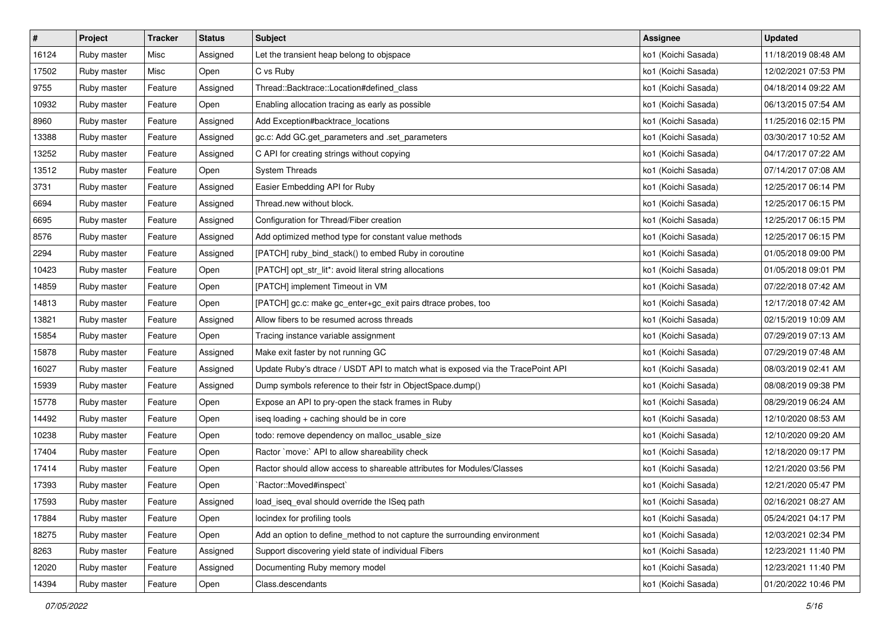| # | Project | Tracker | Status | Subject | Assignee | Updated |
|---|---|---|---|---|---|---|
| 16124 | Ruby master | Misc | Assigned | Let the transient heap belong to objspace | ko1 (Koichi Sasada) | 11/18/2019 08:48 AM |
| 17502 | Ruby master | Misc | Open | C vs Ruby | ko1 (Koichi Sasada) | 12/02/2021 07:53 PM |
| 9755 | Ruby master | Feature | Assigned | Thread::Backtrace::Location#defined_class | ko1 (Koichi Sasada) | 04/18/2014 09:22 AM |
| 10932 | Ruby master | Feature | Open | Enabling allocation tracing as early as possible | ko1 (Koichi Sasada) | 06/13/2015 07:54 AM |
| 8960 | Ruby master | Feature | Assigned | Add Exception#backtrace_locations | ko1 (Koichi Sasada) | 11/25/2016 02:15 PM |
| 13388 | Ruby master | Feature | Assigned | gc.c: Add GC.get_parameters and .set_parameters | ko1 (Koichi Sasada) | 03/30/2017 10:52 AM |
| 13252 | Ruby master | Feature | Assigned | C API for creating strings without copying | ko1 (Koichi Sasada) | 04/17/2017 07:22 AM |
| 13512 | Ruby master | Feature | Open | System Threads | ko1 (Koichi Sasada) | 07/14/2017 07:08 AM |
| 3731 | Ruby master | Feature | Assigned | Easier Embedding API for Ruby | ko1 (Koichi Sasada) | 12/25/2017 06:14 PM |
| 6694 | Ruby master | Feature | Assigned | Thread.new without block. | ko1 (Koichi Sasada) | 12/25/2017 06:15 PM |
| 6695 | Ruby master | Feature | Assigned | Configuration for Thread/Fiber creation | ko1 (Koichi Sasada) | 12/25/2017 06:15 PM |
| 8576 | Ruby master | Feature | Assigned | Add optimized method type for constant value methods | ko1 (Koichi Sasada) | 12/25/2017 06:15 PM |
| 2294 | Ruby master | Feature | Assigned | [PATCH] ruby_bind_stack() to embed Ruby in coroutine | ko1 (Koichi Sasada) | 01/05/2018 09:00 PM |
| 10423 | Ruby master | Feature | Open | [PATCH] opt_str_lit*: avoid literal string allocations | ko1 (Koichi Sasada) | 01/05/2018 09:01 PM |
| 14859 | Ruby master | Feature | Open | [PATCH] implement Timeout in VM | ko1 (Koichi Sasada) | 07/22/2018 07:42 AM |
| 14813 | Ruby master | Feature | Open | [PATCH] gc.c: make gc_enter+gc_exit pairs dtrace probes, too | ko1 (Koichi Sasada) | 12/17/2018 07:42 AM |
| 13821 | Ruby master | Feature | Assigned | Allow fibers to be resumed across threads | ko1 (Koichi Sasada) | 02/15/2019 10:09 AM |
| 15854 | Ruby master | Feature | Open | Tracing instance variable assignment | ko1 (Koichi Sasada) | 07/29/2019 07:13 AM |
| 15878 | Ruby master | Feature | Assigned | Make exit faster by not running GC | ko1 (Koichi Sasada) | 07/29/2019 07:48 AM |
| 16027 | Ruby master | Feature | Assigned | Update Ruby's dtrace / USDT API to match what is exposed via the TracePoint API | ko1 (Koichi Sasada) | 08/03/2019 02:41 AM |
| 15939 | Ruby master | Feature | Assigned | Dump symbols reference to their fstr in ObjectSpace.dump() | ko1 (Koichi Sasada) | 08/08/2019 09:38 PM |
| 15778 | Ruby master | Feature | Open | Expose an API to pry-open the stack frames in Ruby | ko1 (Koichi Sasada) | 08/29/2019 06:24 AM |
| 14492 | Ruby master | Feature | Open | iseq loading + caching should be in core | ko1 (Koichi Sasada) | 12/10/2020 08:53 AM |
| 10238 | Ruby master | Feature | Open | todo: remove dependency on malloc_usable_size | ko1 (Koichi Sasada) | 12/10/2020 09:20 AM |
| 17404 | Ruby master | Feature | Open | Ractor `move:` API to allow shareability check | ko1 (Koichi Sasada) | 12/18/2020 09:17 PM |
| 17414 | Ruby master | Feature | Open | Ractor should allow access to shareable attributes for Modules/Classes | ko1 (Koichi Sasada) | 12/21/2020 03:56 PM |
| 17393 | Ruby master | Feature | Open | `Ractor::Moved#inspect` | ko1 (Koichi Sasada) | 12/21/2020 05:47 PM |
| 17593 | Ruby master | Feature | Assigned | load_iseq_eval should override the ISeq path | ko1 (Koichi Sasada) | 02/16/2021 08:27 AM |
| 17884 | Ruby master | Feature | Open | locindex for profiling tools | ko1 (Koichi Sasada) | 05/24/2021 04:17 PM |
| 18275 | Ruby master | Feature | Open | Add an option to define_method to not capture the surrounding environment | ko1 (Koichi Sasada) | 12/03/2021 02:34 PM |
| 8263 | Ruby master | Feature | Assigned | Support discovering yield state of individual Fibers | ko1 (Koichi Sasada) | 12/23/2021 11:40 PM |
| 12020 | Ruby master | Feature | Assigned | Documenting Ruby memory model | ko1 (Koichi Sasada) | 12/23/2021 11:40 PM |
| 14394 | Ruby master | Feature | Open | Class.descendants | ko1 (Koichi Sasada) | 01/20/2022 10:46 PM |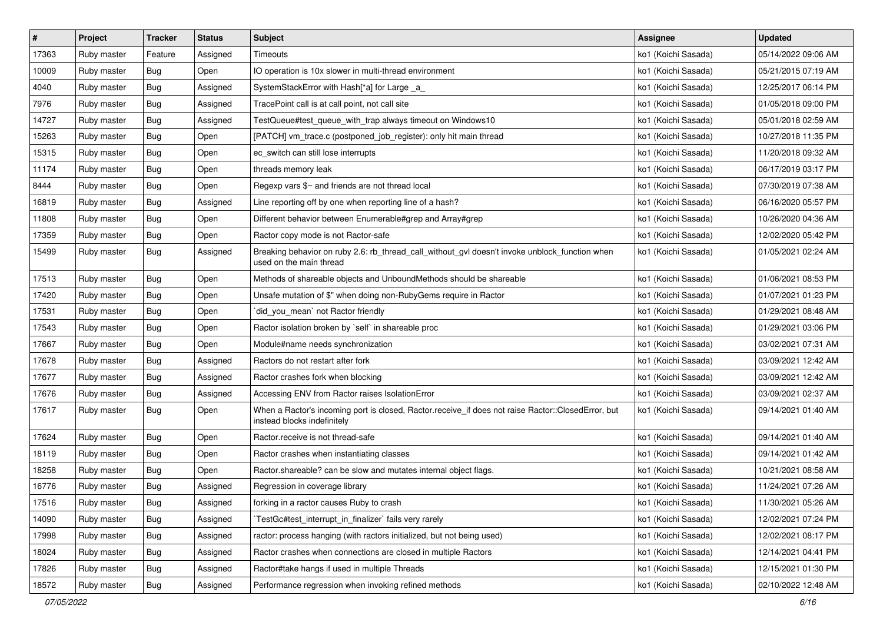| # | Project | Tracker | Status | Subject | Assignee | Updated |
|---|---|---|---|---|---|---|
| 17363 | Ruby master | Feature | Assigned | Timeouts | ko1 (Koichi Sasada) | 05/14/2022 09:06 AM |
| 10009 | Ruby master | Bug | Open | IO operation is 10x slower in multi-thread environment | ko1 (Koichi Sasada) | 05/21/2015 07:19 AM |
| 4040 | Ruby master | Bug | Assigned | SystemStackError with Hash[*a] for Large _a_ | ko1 (Koichi Sasada) | 12/25/2017 06:14 PM |
| 7976 | Ruby master | Bug | Assigned | TracePoint call is at call point, not call site | ko1 (Koichi Sasada) | 01/05/2018 09:00 PM |
| 14727 | Ruby master | Bug | Assigned | TestQueue#test_queue_with_trap always timeout on Windows10 | ko1 (Koichi Sasada) | 05/01/2018 02:59 AM |
| 15263 | Ruby master | Bug | Open | [PATCH] vm_trace.c (postponed_job_register): only hit main thread | ko1 (Koichi Sasada) | 10/27/2018 11:35 PM |
| 15315 | Ruby master | Bug | Open | ec_switch can still lose interrupts | ko1 (Koichi Sasada) | 11/20/2018 09:32 AM |
| 11174 | Ruby master | Bug | Open | threads memory leak | ko1 (Koichi Sasada) | 06/17/2019 03:17 PM |
| 8444 | Ruby master | Bug | Open | Regexp vars $~ and friends are not thread local | ko1 (Koichi Sasada) | 07/30/2019 07:38 AM |
| 16819 | Ruby master | Bug | Assigned | Line reporting off by one when reporting line of a hash? | ko1 (Koichi Sasada) | 06/16/2020 05:57 PM |
| 11808 | Ruby master | Bug | Open | Different behavior between Enumerable#grep and Array#grep | ko1 (Koichi Sasada) | 10/26/2020 04:36 AM |
| 17359 | Ruby master | Bug | Open | Ractor copy mode is not Ractor-safe | ko1 (Koichi Sasada) | 12/02/2020 05:42 PM |
| 15499 | Ruby master | Bug | Assigned | Breaking behavior on ruby 2.6: rb_thread_call_without_gvl doesn't invoke unblock_function when used on the main thread | ko1 (Koichi Sasada) | 01/05/2021 02:24 AM |
| 17513 | Ruby master | Bug | Open | Methods of shareable objects and UnboundMethods should be shareable | ko1 (Koichi Sasada) | 01/06/2021 08:53 PM |
| 17420 | Ruby master | Bug | Open | Unsafe mutation of $" when doing non-RubyGems require in Ractor | ko1 (Koichi Sasada) | 01/07/2021 01:23 PM |
| 17531 | Ruby master | Bug | Open | `did_you_mean` not Ractor friendly | ko1 (Koichi Sasada) | 01/29/2021 08:48 AM |
| 17543 | Ruby master | Bug | Open | Ractor isolation broken by `self` in shareable proc | ko1 (Koichi Sasada) | 01/29/2021 03:06 PM |
| 17667 | Ruby master | Bug | Open | Module#name needs synchronization | ko1 (Koichi Sasada) | 03/02/2021 07:31 AM |
| 17678 | Ruby master | Bug | Assigned | Ractors do not restart after fork | ko1 (Koichi Sasada) | 03/09/2021 12:42 AM |
| 17677 | Ruby master | Bug | Assigned | Ractor crashes fork when blocking | ko1 (Koichi Sasada) | 03/09/2021 12:42 AM |
| 17676 | Ruby master | Bug | Assigned | Accessing ENV from Ractor raises IsolationError | ko1 (Koichi Sasada) | 03/09/2021 02:37 AM |
| 17617 | Ruby master | Bug | Open | When a Ractor's incoming port is closed, Ractor.receive_if does not raise Ractor::ClosedError, but instead blocks indefinitely | ko1 (Koichi Sasada) | 09/14/2021 01:40 AM |
| 17624 | Ruby master | Bug | Open | Ractor.receive is not thread-safe | ko1 (Koichi Sasada) | 09/14/2021 01:40 AM |
| 18119 | Ruby master | Bug | Open | Ractor crashes when instantiating classes | ko1 (Koichi Sasada) | 09/14/2021 01:42 AM |
| 18258 | Ruby master | Bug | Open | Ractor.shareable? can be slow and mutates internal object flags. | ko1 (Koichi Sasada) | 10/21/2021 08:58 AM |
| 16776 | Ruby master | Bug | Assigned | Regression in coverage library | ko1 (Koichi Sasada) | 11/24/2021 07:26 AM |
| 17516 | Ruby master | Bug | Assigned | forking in a ractor causes Ruby to crash | ko1 (Koichi Sasada) | 11/30/2021 05:26 AM |
| 14090 | Ruby master | Bug | Assigned | `TestGc#test_interrupt_in_finalizer` fails very rarely | ko1 (Koichi Sasada) | 12/02/2021 07:24 PM |
| 17998 | Ruby master | Bug | Assigned | ractor: process hanging (with ractors initialized, but not being used) | ko1 (Koichi Sasada) | 12/02/2021 08:17 PM |
| 18024 | Ruby master | Bug | Assigned | Ractor crashes when connections are closed in multiple Ractors | ko1 (Koichi Sasada) | 12/14/2021 04:41 PM |
| 17826 | Ruby master | Bug | Assigned | Ractor#take hangs if used in multiple Threads | ko1 (Koichi Sasada) | 12/15/2021 01:30 PM |
| 18572 | Ruby master | Bug | Assigned | Performance regression when invoking refined methods | ko1 (Koichi Sasada) | 02/10/2022 12:48 AM |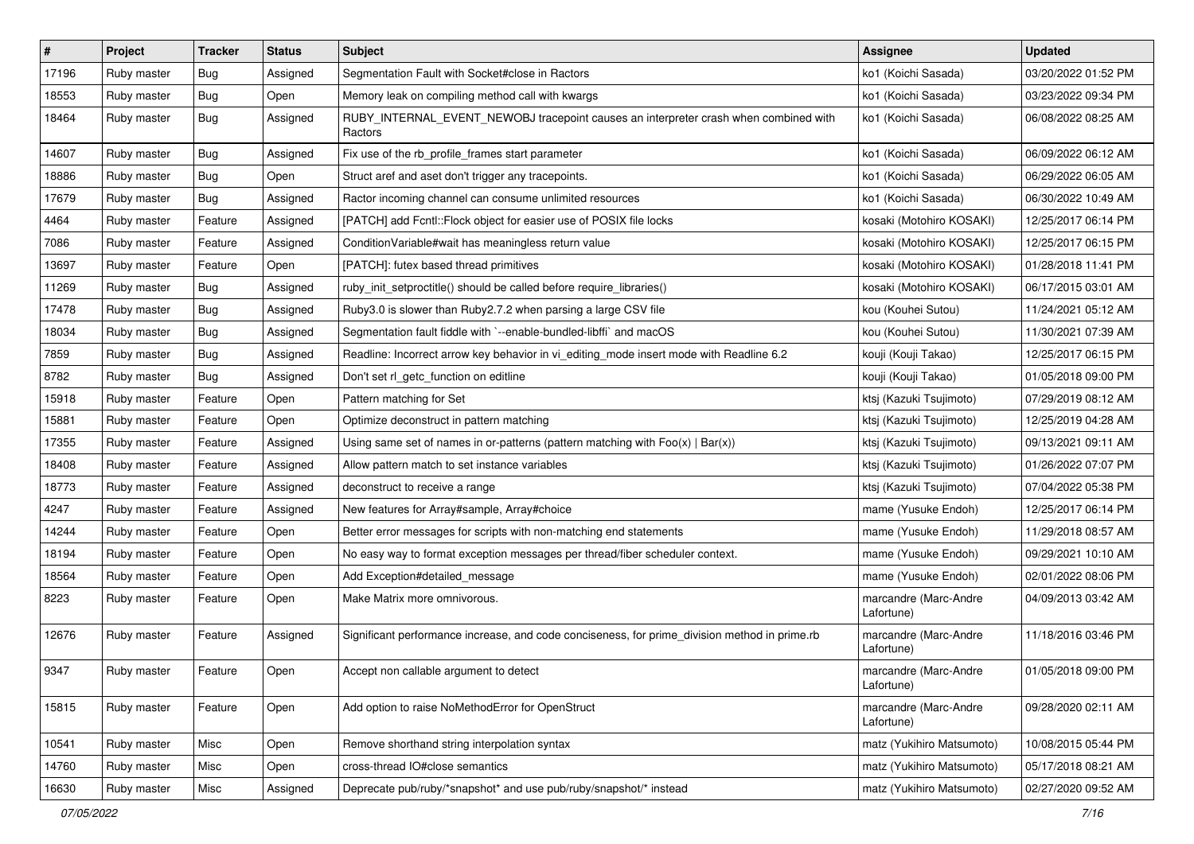| # | Project | Tracker | Status | Subject | Assignee | Updated |
|---|---|---|---|---|---|---|
| 17196 | Ruby master | Bug | Assigned | Segmentation Fault with Socket#close in Ractors | ko1 (Koichi Sasada) | 03/20/2022 01:52 PM |
| 18553 | Ruby master | Bug | Open | Memory leak on compiling method call with kwargs | ko1 (Koichi Sasada) | 03/23/2022 09:34 PM |
| 18464 | Ruby master | Bug | Assigned | RUBY_INTERNAL_EVENT_NEWOBJ tracepoint causes an interpreter crash when combined with Ractors | ko1 (Koichi Sasada) | 06/08/2022 08:25 AM |
| 14607 | Ruby master | Bug | Assigned | Fix use of the rb_profile_frames start parameter | ko1 (Koichi Sasada) | 06/09/2022 06:12 AM |
| 18886 | Ruby master | Bug | Open | Struct aref and aset don't trigger any tracepoints. | ko1 (Koichi Sasada) | 06/29/2022 06:05 AM |
| 17679 | Ruby master | Bug | Assigned | Ractor incoming channel can consume unlimited resources | ko1 (Koichi Sasada) | 06/30/2022 10:49 AM |
| 4464 | Ruby master | Feature | Assigned | [PATCH] add Fcntl::Flock object for easier use of POSIX file locks | kosaki (Motohiro KOSAKI) | 12/25/2017 06:14 PM |
| 7086 | Ruby master | Feature | Assigned | ConditionVariable#wait has meaningless return value | kosaki (Motohiro KOSAKI) | 12/25/2017 06:15 PM |
| 13697 | Ruby master | Feature | Open | [PATCH]: futex based thread primitives | kosaki (Motohiro KOSAKI) | 01/28/2018 11:41 PM |
| 11269 | Ruby master | Bug | Assigned | ruby_init_setproctitle() should be called before require_libraries() | kosaki (Motohiro KOSAKI) | 06/17/2015 03:01 AM |
| 17478 | Ruby master | Bug | Assigned | Ruby3.0 is slower than Ruby2.7.2 when parsing a large CSV file | kou (Kouhei Sutou) | 11/24/2021 05:12 AM |
| 18034 | Ruby master | Bug | Assigned | Segmentation fault fiddle with `--enable-bundled-libffi` and macOS | kou (Kouhei Sutou) | 11/30/2021 07:39 AM |
| 7859 | Ruby master | Bug | Assigned | Readline: Incorrect arrow key behavior in vi_editing_mode insert mode with Readline 6.2 | kouji (Kouji Takao) | 12/25/2017 06:15 PM |
| 8782 | Ruby master | Bug | Assigned | Don't set rl_getc_function on editline | kouji (Kouji Takao) | 01/05/2018 09:00 PM |
| 15918 | Ruby master | Feature | Open | Pattern matching for Set | ktsj (Kazuki Tsujimoto) | 07/29/2019 08:12 AM |
| 15881 | Ruby master | Feature | Open | Optimize deconstruct in pattern matching | ktsj (Kazuki Tsujimoto) | 12/25/2019 04:28 AM |
| 17355 | Ruby master | Feature | Assigned | Using same set of names in or-patterns (pattern matching with Foo(x) \| Bar(x)) | ktsj (Kazuki Tsujimoto) | 09/13/2021 09:11 AM |
| 18408 | Ruby master | Feature | Assigned | Allow pattern match to set instance variables | ktsj (Kazuki Tsujimoto) | 01/26/2022 07:07 PM |
| 18773 | Ruby master | Feature | Assigned | deconstruct to receive a range | ktsj (Kazuki Tsujimoto) | 07/04/2022 05:38 PM |
| 4247 | Ruby master | Feature | Assigned | New features for Array#sample, Array#choice | mame (Yusuke Endoh) | 12/25/2017 06:14 PM |
| 14244 | Ruby master | Feature | Open | Better error messages for scripts with non-matching end statements | mame (Yusuke Endoh) | 11/29/2018 08:57 AM |
| 18194 | Ruby master | Feature | Open | No easy way to format exception messages per thread/fiber scheduler context. | mame (Yusuke Endoh) | 09/29/2021 10:10 AM |
| 18564 | Ruby master | Feature | Open | Add Exception#detailed_message | mame (Yusuke Endoh) | 02/01/2022 08:06 PM |
| 8223 | Ruby master | Feature | Open | Make Matrix more omnivorous. | marcandre (Marc-Andre Lafortune) | 04/09/2013 03:42 AM |
| 12676 | Ruby master | Feature | Assigned | Significant performance increase, and code conciseness, for prime_division method in prime.rb | marcandre (Marc-Andre Lafortune) | 11/18/2016 03:46 PM |
| 9347 | Ruby master | Feature | Open | Accept non callable argument to detect | marcandre (Marc-Andre Lafortune) | 01/05/2018 09:00 PM |
| 15815 | Ruby master | Feature | Open | Add option to raise NoMethodError for OpenStruct | marcandre (Marc-Andre Lafortune) | 09/28/2020 02:11 AM |
| 10541 | Ruby master | Misc | Open | Remove shorthand string interpolation syntax | matz (Yukihiro Matsumoto) | 10/08/2015 05:44 PM |
| 14760 | Ruby master | Misc | Open | cross-thread IO#close semantics | matz (Yukihiro Matsumoto) | 05/17/2018 08:21 AM |
| 16630 | Ruby master | Misc | Assigned | Deprecate pub/ruby/*snapshot* and use pub/ruby/snapshot/* instead | matz (Yukihiro Matsumoto) | 02/27/2020 09:52 AM |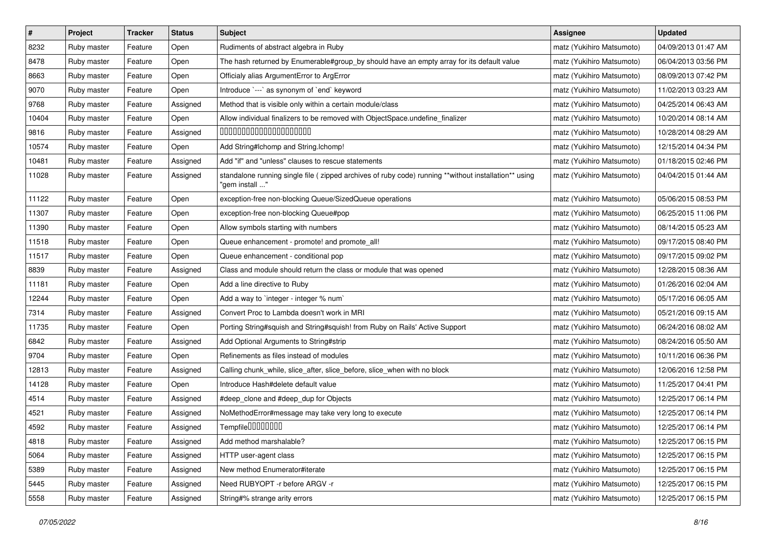| # | Project | Tracker | Status | Subject | Assignee | Updated |
| --- | --- | --- | --- | --- | --- | --- |
| 8232 | Ruby master | Feature | Open | Rudiments of abstract algebra in Ruby | matz (Yukihiro Matsumoto) | 04/09/2013 01:47 AM |
| 8478 | Ruby master | Feature | Open | The hash returned by Enumerable#group_by should have an empty array for its default value | matz (Yukihiro Matsumoto) | 06/04/2013 03:56 PM |
| 8663 | Ruby master | Feature | Open | Officialy alias ArgumentError to ArgError | matz (Yukihiro Matsumoto) | 08/09/2013 07:42 PM |
| 9070 | Ruby master | Feature | Open | Introduce `---` as synonym of `end` keyword | matz (Yukihiro Matsumoto) | 11/02/2013 03:23 AM |
| 9768 | Ruby master | Feature | Assigned | Method that is visible only within a certain module/class | matz (Yukihiro Matsumoto) | 04/25/2014 06:43 AM |
| 10404 | Ruby master | Feature | Open | Allow individual finalizers to be removed with ObjectSpace.undefine_finalizer | matz (Yukihiro Matsumoto) | 10/20/2014 08:14 AM |
| 9816 | Ruby master | Feature | Assigned | 00000000000000000000 | matz (Yukihiro Matsumoto) | 10/28/2014 08:29 AM |
| 10574 | Ruby master | Feature | Open | Add String#lchomp and String.lchomp! | matz (Yukihiro Matsumoto) | 12/15/2014 04:34 PM |
| 10481 | Ruby master | Feature | Assigned | Add "if" and "unless" clauses to rescue statements | matz (Yukihiro Matsumoto) | 01/18/2015 02:46 PM |
| 11028 | Ruby master | Feature | Assigned | standalone running single file ( zipped archives of ruby code) running **without installation** using "gem install ..." | matz (Yukihiro Matsumoto) | 04/04/2015 01:44 AM |
| 11122 | Ruby master | Feature | Open | exception-free non-blocking Queue/SizedQueue operations | matz (Yukihiro Matsumoto) | 05/06/2015 08:53 PM |
| 11307 | Ruby master | Feature | Open | exception-free non-blocking Queue#pop | matz (Yukihiro Matsumoto) | 06/25/2015 11:06 PM |
| 11390 | Ruby master | Feature | Open | Allow symbols starting with numbers | matz (Yukihiro Matsumoto) | 08/14/2015 05:23 AM |
| 11518 | Ruby master | Feature | Open | Queue enhancement - promote! and promote_all! | matz (Yukihiro Matsumoto) | 09/17/2015 08:40 PM |
| 11517 | Ruby master | Feature | Open | Queue enhancement - conditional pop | matz (Yukihiro Matsumoto) | 09/17/2015 09:02 PM |
| 8839 | Ruby master | Feature | Assigned | Class and module should return the class or module that was opened | matz (Yukihiro Matsumoto) | 12/28/2015 08:36 AM |
| 11181 | Ruby master | Feature | Open | Add a line directive to Ruby | matz (Yukihiro Matsumoto) | 01/26/2016 02:04 AM |
| 12244 | Ruby master | Feature | Open | Add a way to `integer - integer % num` | matz (Yukihiro Matsumoto) | 05/17/2016 06:05 AM |
| 7314 | Ruby master | Feature | Assigned | Convert Proc to Lambda doesn't work in MRI | matz (Yukihiro Matsumoto) | 05/21/2016 09:15 AM |
| 11735 | Ruby master | Feature | Open | Porting String#squish and String#squish! from Ruby on Rails' Active Support | matz (Yukihiro Matsumoto) | 06/24/2016 08:02 AM |
| 6842 | Ruby master | Feature | Assigned | Add Optional Arguments to String#strip | matz (Yukihiro Matsumoto) | 08/24/2016 05:50 AM |
| 9704 | Ruby master | Feature | Open | Refinements as files instead of modules | matz (Yukihiro Matsumoto) | 10/11/2016 06:36 PM |
| 12813 | Ruby master | Feature | Assigned | Calling chunk_while, slice_after, slice_before, slice_when with no block | matz (Yukihiro Matsumoto) | 12/06/2016 12:58 PM |
| 14128 | Ruby master | Feature | Open | Introduce Hash#delete default value | matz (Yukihiro Matsumoto) | 11/25/2017 04:41 PM |
| 4514 | Ruby master | Feature | Assigned | #deep_clone and #deep_dup for Objects | matz (Yukihiro Matsumoto) | 12/25/2017 06:14 PM |
| 4521 | Ruby master | Feature | Assigned | NoMethodError#message may take very long to execute | matz (Yukihiro Matsumoto) | 12/25/2017 06:14 PM |
| 4592 | Ruby master | Feature | Assigned | Tempfile00000000 | matz (Yukihiro Matsumoto) | 12/25/2017 06:14 PM |
| 4818 | Ruby master | Feature | Assigned | Add method marshalable? | matz (Yukihiro Matsumoto) | 12/25/2017 06:15 PM |
| 5064 | Ruby master | Feature | Assigned | HTTP user-agent class | matz (Yukihiro Matsumoto) | 12/25/2017 06:15 PM |
| 5389 | Ruby master | Feature | Assigned | New method Enumerator#iterate | matz (Yukihiro Matsumoto) | 12/25/2017 06:15 PM |
| 5445 | Ruby master | Feature | Assigned | Need RUBYOPT -r before ARGV -r | matz (Yukihiro Matsumoto) | 12/25/2017 06:15 PM |
| 5558 | Ruby master | Feature | Assigned | String#% strange arity errors | matz (Yukihiro Matsumoto) | 12/25/2017 06:15 PM |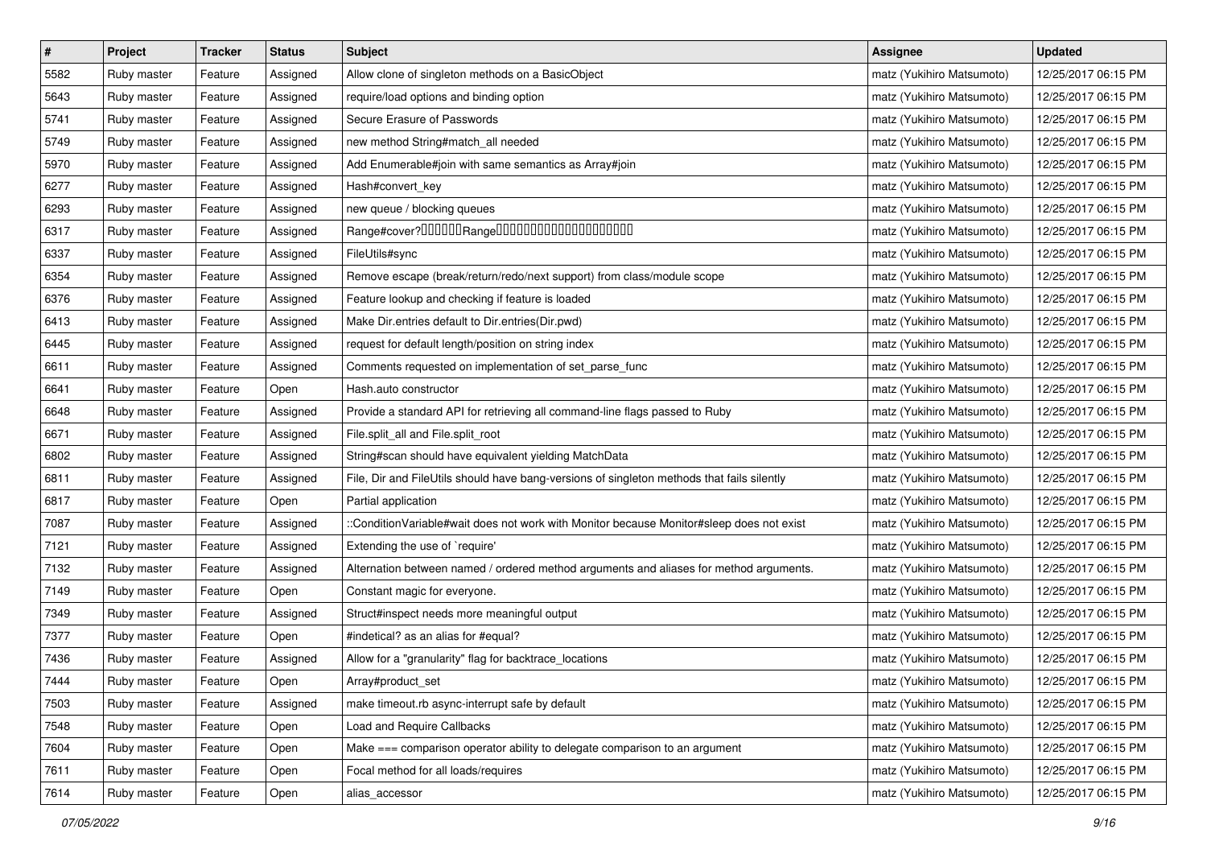| # | Project | Tracker | Status | Subject | Assignee | Updated |
|---|---|---|---|---|---|---|
| 5582 | Ruby master | Feature | Assigned | Allow clone of singleton methods on a BasicObject | matz (Yukihiro Matsumoto) | 12/25/2017 06:15 PM |
| 5643 | Ruby master | Feature | Assigned | require/load options and binding option | matz (Yukihiro Matsumoto) | 12/25/2017 06:15 PM |
| 5741 | Ruby master | Feature | Assigned | Secure Erasure of Passwords | matz (Yukihiro Matsumoto) | 12/25/2017 06:15 PM |
| 5749 | Ruby master | Feature | Assigned | new method String#match_all needed | matz (Yukihiro Matsumoto) | 12/25/2017 06:15 PM |
| 5970 | Ruby master | Feature | Assigned | Add Enumerable#join with same semantics as Array#join | matz (Yukihiro Matsumoto) | 12/25/2017 06:15 PM |
| 6277 | Ruby master | Feature | Assigned | Hash#convert_key | matz (Yukihiro Matsumoto) | 12/25/2017 06:15 PM |
| 6293 | Ruby master | Feature | Assigned | new queue / blocking queues | matz (Yukihiro Matsumoto) | 12/25/2017 06:15 PM |
| 6317 | Ruby master | Feature | Assigned | Range#cover?□□□□□□Range□□□□□□□□□□□□□□□□□□□□ | matz (Yukihiro Matsumoto) | 12/25/2017 06:15 PM |
| 6337 | Ruby master | Feature | Assigned | FileUtils#sync | matz (Yukihiro Matsumoto) | 12/25/2017 06:15 PM |
| 6354 | Ruby master | Feature | Assigned | Remove escape (break/return/redo/next support) from class/module scope | matz (Yukihiro Matsumoto) | 12/25/2017 06:15 PM |
| 6376 | Ruby master | Feature | Assigned | Feature lookup and checking if feature is loaded | matz (Yukihiro Matsumoto) | 12/25/2017 06:15 PM |
| 6413 | Ruby master | Feature | Assigned | Make Dir.entries default to Dir.entries(Dir.pwd) | matz (Yukihiro Matsumoto) | 12/25/2017 06:15 PM |
| 6445 | Ruby master | Feature | Assigned | request for default length/position on string index | matz (Yukihiro Matsumoto) | 12/25/2017 06:15 PM |
| 6611 | Ruby master | Feature | Assigned | Comments requested on implementation of set_parse_func | matz (Yukihiro Matsumoto) | 12/25/2017 06:15 PM |
| 6641 | Ruby master | Feature | Open | Hash.auto constructor | matz (Yukihiro Matsumoto) | 12/25/2017 06:15 PM |
| 6648 | Ruby master | Feature | Assigned | Provide a standard API for retrieving all command-line flags passed to Ruby | matz (Yukihiro Matsumoto) | 12/25/2017 06:15 PM |
| 6671 | Ruby master | Feature | Assigned | File.split_all and File.split_root | matz (Yukihiro Matsumoto) | 12/25/2017 06:15 PM |
| 6802 | Ruby master | Feature | Assigned | String#scan should have equivalent yielding MatchData | matz (Yukihiro Matsumoto) | 12/25/2017 06:15 PM |
| 6811 | Ruby master | Feature | Assigned | File, Dir and FileUtils should have bang-versions of singleton methods that fails silently | matz (Yukihiro Matsumoto) | 12/25/2017 06:15 PM |
| 6817 | Ruby master | Feature | Open | Partial application | matz (Yukihiro Matsumoto) | 12/25/2017 06:15 PM |
| 7087 | Ruby master | Feature | Assigned | ::ConditionVariable#wait does not work with Monitor because Monitor#sleep does not exist | matz (Yukihiro Matsumoto) | 12/25/2017 06:15 PM |
| 7121 | Ruby master | Feature | Assigned | Extending the use of `require' | matz (Yukihiro Matsumoto) | 12/25/2017 06:15 PM |
| 7132 | Ruby master | Feature | Assigned | Alternation between named / ordered method arguments and aliases for method arguments. | matz (Yukihiro Matsumoto) | 12/25/2017 06:15 PM |
| 7149 | Ruby master | Feature | Open | Constant magic for everyone. | matz (Yukihiro Matsumoto) | 12/25/2017 06:15 PM |
| 7349 | Ruby master | Feature | Assigned | Struct#inspect needs more meaningful output | matz (Yukihiro Matsumoto) | 12/25/2017 06:15 PM |
| 7377 | Ruby master | Feature | Open | #indetical? as an alias for #equal? | matz (Yukihiro Matsumoto) | 12/25/2017 06:15 PM |
| 7436 | Ruby master | Feature | Assigned | Allow for a "granularity" flag for backtrace_locations | matz (Yukihiro Matsumoto) | 12/25/2017 06:15 PM |
| 7444 | Ruby master | Feature | Open | Array#product_set | matz (Yukihiro Matsumoto) | 12/25/2017 06:15 PM |
| 7503 | Ruby master | Feature | Assigned | make timeout.rb async-interrupt safe by default | matz (Yukihiro Matsumoto) | 12/25/2017 06:15 PM |
| 7548 | Ruby master | Feature | Open | Load and Require Callbacks | matz (Yukihiro Matsumoto) | 12/25/2017 06:15 PM |
| 7604 | Ruby master | Feature | Open | Make === comparison operator ability to delegate comparison to an argument | matz (Yukihiro Matsumoto) | 12/25/2017 06:15 PM |
| 7611 | Ruby master | Feature | Open | Focal method for all loads/requires | matz (Yukihiro Matsumoto) | 12/25/2017 06:15 PM |
| 7614 | Ruby master | Feature | Open | alias_accessor | matz (Yukihiro Matsumoto) | 12/25/2017 06:15 PM |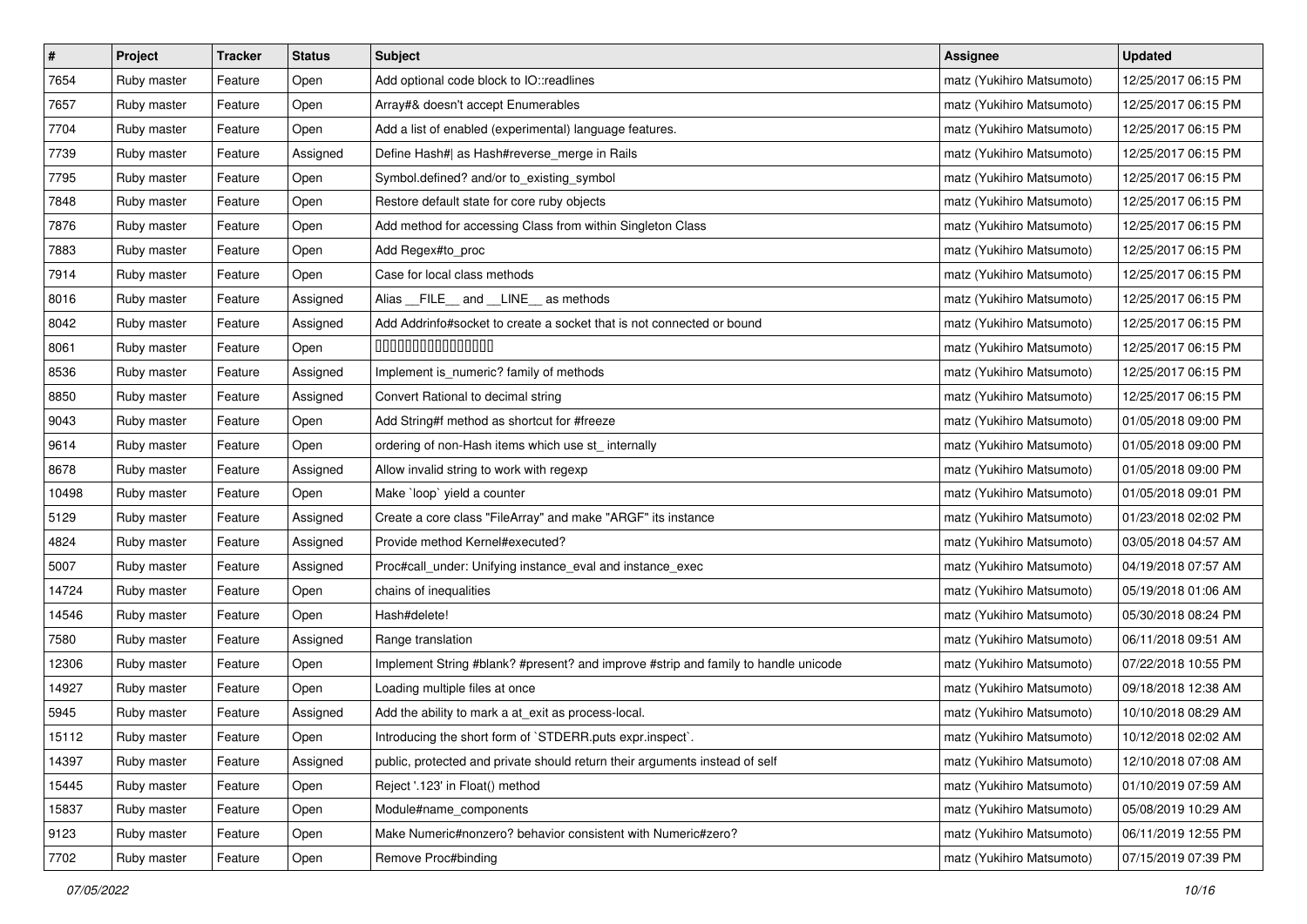| # | Project | Tracker | Status | Subject | Assignee | Updated |
| --- | --- | --- | --- | --- | --- | --- |
| 7654 | Ruby master | Feature | Open | Add optional code block to IO::readlines | matz (Yukihiro Matsumoto) | 12/25/2017 06:15 PM |
| 7657 | Ruby master | Feature | Open | Array#& doesn't accept Enumerables | matz (Yukihiro Matsumoto) | 12/25/2017 06:15 PM |
| 7704 | Ruby master | Feature | Open | Add a list of enabled (experimental) language features. | matz (Yukihiro Matsumoto) | 12/25/2017 06:15 PM |
| 7739 | Ruby master | Feature | Assigned | Define Hash#\| as Hash#reverse_merge in Rails | matz (Yukihiro Matsumoto) | 12/25/2017 06:15 PM |
| 7795 | Ruby master | Feature | Open | Symbol.defined? and/or to_existing_symbol | matz (Yukihiro Matsumoto) | 12/25/2017 06:15 PM |
| 7848 | Ruby master | Feature | Open | Restore default state for core ruby objects | matz (Yukihiro Matsumoto) | 12/25/2017 06:15 PM |
| 7876 | Ruby master | Feature | Open | Add method for accessing Class from within Singleton Class | matz (Yukihiro Matsumoto) | 12/25/2017 06:15 PM |
| 7883 | Ruby master | Feature | Open | Add Regex#to_proc | matz (Yukihiro Matsumoto) | 12/25/2017 06:15 PM |
| 7914 | Ruby master | Feature | Open | Case for local class methods | matz (Yukihiro Matsumoto) | 12/25/2017 06:15 PM |
| 8016 | Ruby master | Feature | Assigned | Alias __FILE__ and __LINE__ as methods | matz (Yukihiro Matsumoto) | 12/25/2017 06:15 PM |
| 8042 | Ruby master | Feature | Assigned | Add Addrinfo#socket to create a socket that is not connected or bound | matz (Yukihiro Matsumoto) | 12/25/2017 06:15 PM |
| 8061 | Ruby master | Feature | Open | ���������������� | matz (Yukihiro Matsumoto) | 12/25/2017 06:15 PM |
| 8536 | Ruby master | Feature | Assigned | Implement is_numeric? family of methods | matz (Yukihiro Matsumoto) | 12/25/2017 06:15 PM |
| 8850 | Ruby master | Feature | Assigned | Convert Rational to decimal string | matz (Yukihiro Matsumoto) | 12/25/2017 06:15 PM |
| 9043 | Ruby master | Feature | Open | Add String#f method as shortcut for #freeze | matz (Yukihiro Matsumoto) | 01/05/2018 09:00 PM |
| 9614 | Ruby master | Feature | Open | ordering of non-Hash items which use st_ internally | matz (Yukihiro Matsumoto) | 01/05/2018 09:00 PM |
| 8678 | Ruby master | Feature | Assigned | Allow invalid string to work with regexp | matz (Yukihiro Matsumoto) | 01/05/2018 09:00 PM |
| 10498 | Ruby master | Feature | Open | Make `loop` yield a counter | matz (Yukihiro Matsumoto) | 01/05/2018 09:01 PM |
| 5129 | Ruby master | Feature | Assigned | Create a core class "FileArray" and make "ARGF" its instance | matz (Yukihiro Matsumoto) | 01/23/2018 02:02 PM |
| 4824 | Ruby master | Feature | Assigned | Provide method Kernel#executed? | matz (Yukihiro Matsumoto) | 03/05/2018 04:57 AM |
| 5007 | Ruby master | Feature | Assigned | Proc#call_under: Unifying instance_eval and instance_exec | matz (Yukihiro Matsumoto) | 04/19/2018 07:57 AM |
| 14724 | Ruby master | Feature | Open | chains of inequalities | matz (Yukihiro Matsumoto) | 05/19/2018 01:06 AM |
| 14546 | Ruby master | Feature | Open | Hash#delete! | matz (Yukihiro Matsumoto) | 05/30/2018 08:24 PM |
| 7580 | Ruby master | Feature | Assigned | Range translation | matz (Yukihiro Matsumoto) | 06/11/2018 09:51 AM |
| 12306 | Ruby master | Feature | Open | Implement String #blank? #present? and improve #strip and family to handle unicode | matz (Yukihiro Matsumoto) | 07/22/2018 10:55 PM |
| 14927 | Ruby master | Feature | Open | Loading multiple files at once | matz (Yukihiro Matsumoto) | 09/18/2018 12:38 AM |
| 5945 | Ruby master | Feature | Assigned | Add the ability to mark a at_exit as process-local. | matz (Yukihiro Matsumoto) | 10/10/2018 08:29 AM |
| 15112 | Ruby master | Feature | Open | Introducing the short form of `STDERR.puts expr.inspect`. | matz (Yukihiro Matsumoto) | 10/12/2018 02:02 AM |
| 14397 | Ruby master | Feature | Assigned | public, protected and private should return their arguments instead of self | matz (Yukihiro Matsumoto) | 12/10/2018 07:08 AM |
| 15445 | Ruby master | Feature | Open | Reject '.123' in Float() method | matz (Yukihiro Matsumoto) | 01/10/2019 07:59 AM |
| 15837 | Ruby master | Feature | Open | Module#name_components | matz (Yukihiro Matsumoto) | 05/08/2019 10:29 AM |
| 9123 | Ruby master | Feature | Open | Make Numeric#nonzero? behavior consistent with Numeric#zero? | matz (Yukihiro Matsumoto) | 06/11/2019 12:55 PM |
| 7702 | Ruby master | Feature | Open | Remove Proc#binding | matz (Yukihiro Matsumoto) | 07/15/2019 07:39 PM |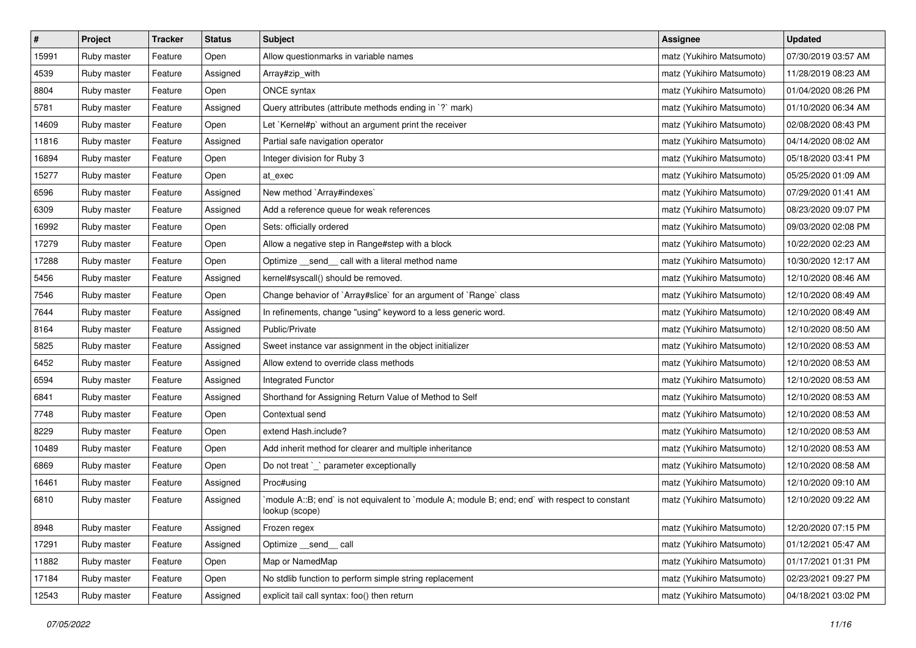| # | Project | Tracker | Status | Subject | Assignee | Updated |
|---|---|---|---|---|---|---|
| 15991 | Ruby master | Feature | Open | Allow questionmarks in variable names | matz (Yukihiro Matsumoto) | 07/30/2019 03:57 AM |
| 4539 | Ruby master | Feature | Assigned | Array#zip_with | matz (Yukihiro Matsumoto) | 11/28/2019 08:23 AM |
| 8804 | Ruby master | Feature | Open | ONCE syntax | matz (Yukihiro Matsumoto) | 01/04/2020 08:26 PM |
| 5781 | Ruby master | Feature | Assigned | Query attributes (attribute methods ending in `?` mark) | matz (Yukihiro Matsumoto) | 01/10/2020 06:34 AM |
| 14609 | Ruby master | Feature | Open | Let `Kernel#p` without an argument print the receiver | matz (Yukihiro Matsumoto) | 02/08/2020 08:43 PM |
| 11816 | Ruby master | Feature | Assigned | Partial safe navigation operator | matz (Yukihiro Matsumoto) | 04/14/2020 08:02 AM |
| 16894 | Ruby master | Feature | Open | Integer division for Ruby 3 | matz (Yukihiro Matsumoto) | 05/18/2020 03:41 PM |
| 15277 | Ruby master | Feature | Open | at_exec | matz (Yukihiro Matsumoto) | 05/25/2020 01:09 AM |
| 6596 | Ruby master | Feature | Assigned | New method `Array#indexes` | matz (Yukihiro Matsumoto) | 07/29/2020 01:41 AM |
| 6309 | Ruby master | Feature | Assigned | Add a reference queue for weak references | matz (Yukihiro Matsumoto) | 08/23/2020 09:07 PM |
| 16992 | Ruby master | Feature | Open | Sets: officially ordered | matz (Yukihiro Matsumoto) | 09/03/2020 02:08 PM |
| 17279 | Ruby master | Feature | Open | Allow a negative step in Range#step with a block | matz (Yukihiro Matsumoto) | 10/22/2020 02:23 AM |
| 17288 | Ruby master | Feature | Open | Optimize __send__ call with a literal method name | matz (Yukihiro Matsumoto) | 10/30/2020 12:17 AM |
| 5456 | Ruby master | Feature | Assigned | kernel#syscall() should be removed. | matz (Yukihiro Matsumoto) | 12/10/2020 08:46 AM |
| 7546 | Ruby master | Feature | Open | Change behavior of `Array#slice` for an argument of `Range` class | matz (Yukihiro Matsumoto) | 12/10/2020 08:49 AM |
| 7644 | Ruby master | Feature | Assigned | In refinements, change "using" keyword to a less generic word. | matz (Yukihiro Matsumoto) | 12/10/2020 08:49 AM |
| 8164 | Ruby master | Feature | Assigned | Public/Private | matz (Yukihiro Matsumoto) | 12/10/2020 08:50 AM |
| 5825 | Ruby master | Feature | Assigned | Sweet instance var assignment in the object initializer | matz (Yukihiro Matsumoto) | 12/10/2020 08:53 AM |
| 6452 | Ruby master | Feature | Assigned | Allow extend to override class methods | matz (Yukihiro Matsumoto) | 12/10/2020 08:53 AM |
| 6594 | Ruby master | Feature | Assigned | Integrated Functor | matz (Yukihiro Matsumoto) | 12/10/2020 08:53 AM |
| 6841 | Ruby master | Feature | Assigned | Shorthand for Assigning Return Value of Method to Self | matz (Yukihiro Matsumoto) | 12/10/2020 08:53 AM |
| 7748 | Ruby master | Feature | Open | Contextual send | matz (Yukihiro Matsumoto) | 12/10/2020 08:53 AM |
| 8229 | Ruby master | Feature | Open | extend Hash.include? | matz (Yukihiro Matsumoto) | 12/10/2020 08:53 AM |
| 10489 | Ruby master | Feature | Open | Add inherit method for clearer and multiple inheritance | matz (Yukihiro Matsumoto) | 12/10/2020 08:53 AM |
| 6869 | Ruby master | Feature | Open | Do not treat `_` parameter exceptionally | matz (Yukihiro Matsumoto) | 12/10/2020 08:58 AM |
| 16461 | Ruby master | Feature | Assigned | Proc#using | matz (Yukihiro Matsumoto) | 12/10/2020 09:10 AM |
| 6810 | Ruby master | Feature | Assigned | `module A::B; end` is not equivalent to `module A; module B; end; end` with respect to constant lookup (scope) | matz (Yukihiro Matsumoto) | 12/10/2020 09:22 AM |
| 8948 | Ruby master | Feature | Assigned | Frozen regex | matz (Yukihiro Matsumoto) | 12/20/2020 07:15 PM |
| 17291 | Ruby master | Feature | Assigned | Optimize __send__ call | matz (Yukihiro Matsumoto) | 01/12/2021 05:47 AM |
| 11882 | Ruby master | Feature | Open | Map or NamedMap | matz (Yukihiro Matsumoto) | 01/17/2021 01:31 PM |
| 17184 | Ruby master | Feature | Open | No stdlib function to perform simple string replacement | matz (Yukihiro Matsumoto) | 02/23/2021 09:27 PM |
| 12543 | Ruby master | Feature | Assigned | explicit tail call syntax: foo() then return | matz (Yukihiro Matsumoto) | 04/18/2021 03:02 PM |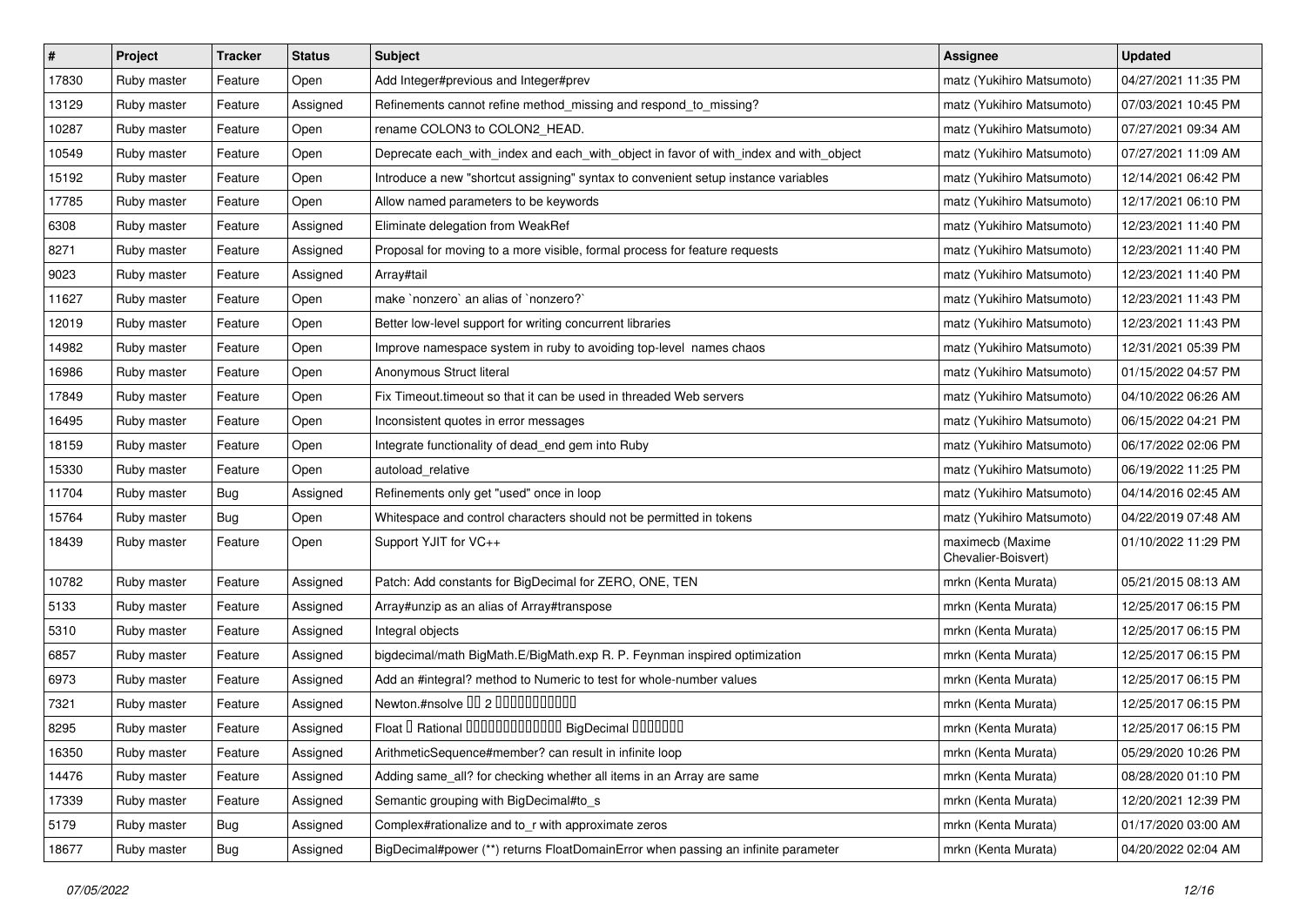| # | Project | Tracker | Status | Subject | Assignee | Updated |
|---|---|---|---|---|---|---|
| 17830 | Ruby master | Feature | Open | Add Integer#previous and Integer#prev | matz (Yukihiro Matsumoto) | 04/27/2021 11:35 PM |
| 13129 | Ruby master | Feature | Assigned | Refinements cannot refine method_missing and respond_to_missing? | matz (Yukihiro Matsumoto) | 07/03/2021 10:45 PM |
| 10287 | Ruby master | Feature | Open | rename COLON3 to COLON2_HEAD. | matz (Yukihiro Matsumoto) | 07/27/2021 09:34 AM |
| 10549 | Ruby master | Feature | Open | Deprecate each_with_index and each_with_object in favor of with_index and with_object | matz (Yukihiro Matsumoto) | 07/27/2021 11:09 AM |
| 15192 | Ruby master | Feature | Open | Introduce a new "shortcut assigning" syntax to convenient setup instance variables | matz (Yukihiro Matsumoto) | 12/14/2021 06:42 PM |
| 17785 | Ruby master | Feature | Open | Allow named parameters to be keywords | matz (Yukihiro Matsumoto) | 12/17/2021 06:10 PM |
| 6308 | Ruby master | Feature | Assigned | Eliminate delegation from WeakRef | matz (Yukihiro Matsumoto) | 12/23/2021 11:40 PM |
| 8271 | Ruby master | Feature | Assigned | Proposal for moving to a more visible, formal process for feature requests | matz (Yukihiro Matsumoto) | 12/23/2021 11:40 PM |
| 9023 | Ruby master | Feature | Assigned | Array#tail | matz (Yukihiro Matsumoto) | 12/23/2021 11:40 PM |
| 11627 | Ruby master | Feature | Open | make `nonzero` an alias of `nonzero?` | matz (Yukihiro Matsumoto) | 12/23/2021 11:43 PM |
| 12019 | Ruby master | Feature | Open | Better low-level support for writing concurrent libraries | matz (Yukihiro Matsumoto) | 12/23/2021 11:43 PM |
| 14982 | Ruby master | Feature | Open | Improve namespace system in ruby to avoiding top-level names chaos | matz (Yukihiro Matsumoto) | 12/31/2021 05:39 PM |
| 16986 | Ruby master | Feature | Open | Anonymous Struct literal | matz (Yukihiro Matsumoto) | 01/15/2022 04:57 PM |
| 17849 | Ruby master | Feature | Open | Fix Timeout.timeout so that it can be used in threaded Web servers | matz (Yukihiro Matsumoto) | 04/10/2022 06:26 AM |
| 16495 | Ruby master | Feature | Open | Inconsistent quotes in error messages | matz (Yukihiro Matsumoto) | 06/15/2022 04:21 PM |
| 18159 | Ruby master | Feature | Open | Integrate functionality of dead_end gem into Ruby | matz (Yukihiro Matsumoto) | 06/17/2022 02:06 PM |
| 15330 | Ruby master | Feature | Open | autoload_relative | matz (Yukihiro Matsumoto) | 06/19/2022 11:25 PM |
| 11704 | Ruby master | Bug | Assigned | Refinements only get "used" once in loop | matz (Yukihiro Matsumoto) | 04/14/2016 02:45 AM |
| 15764 | Ruby master | Bug | Open | Whitespace and control characters should not be permitted in tokens | matz (Yukihiro Matsumoto) | 04/22/2019 07:48 AM |
| 18439 | Ruby master | Feature | Open | Support YJIT for VC++ | maximecb (Maxime Chevalier-Boisvert) | 01/10/2022 11:29 PM |
| 10782 | Ruby master | Feature | Assigned | Patch: Add constants for BigDecimal for ZERO, ONE, TEN | mrkn (Kenta Murata) | 05/21/2015 08:13 AM |
| 5133 | Ruby master | Feature | Assigned | Array#unzip as an alias of Array#transpose | mrkn (Kenta Murata) | 12/25/2017 06:15 PM |
| 5310 | Ruby master | Feature | Assigned | Integral objects | mrkn (Kenta Murata) | 12/25/2017 06:15 PM |
| 6857 | Ruby master | Feature | Assigned | bigdecimal/math BigMath.E/BigMath.exp R. P. Feynman inspired optimization | mrkn (Kenta Murata) | 12/25/2017 06:15 PM |
| 6973 | Ruby master | Feature | Assigned | Add an #integral? method to Numeric to test for whole-number values | mrkn (Kenta Murata) | 12/25/2017 06:15 PM |
| 7321 | Ruby master | Feature | Assigned | Newton.#nsolve 00 2 0000000000 | mrkn (Kenta Murata) | 12/25/2017 06:15 PM |
| 8295 | Ruby master | Feature | Assigned | Float 0 Rational 0000000000000 BigDecimal 0000000 | mrkn (Kenta Murata) | 12/25/2017 06:15 PM |
| 16350 | Ruby master | Feature | Assigned | ArithmeticSequence#member? can result in infinite loop | mrkn (Kenta Murata) | 05/29/2020 10:26 PM |
| 14476 | Ruby master | Feature | Assigned | Adding same_all? for checking whether all items in an Array are same | mrkn (Kenta Murata) | 08/28/2020 01:10 PM |
| 17339 | Ruby master | Feature | Assigned | Semantic grouping with BigDecimal#to_s | mrkn (Kenta Murata) | 12/20/2021 12:39 PM |
| 5179 | Ruby master | Bug | Assigned | Complex#rationalize and to_r with approximate zeros | mrkn (Kenta Murata) | 01/17/2020 03:00 AM |
| 18677 | Ruby master | Bug | Assigned | BigDecimal#power (**) returns FloatDomainError when passing an infinite parameter | mrkn (Kenta Murata) | 04/20/2022 02:04 AM |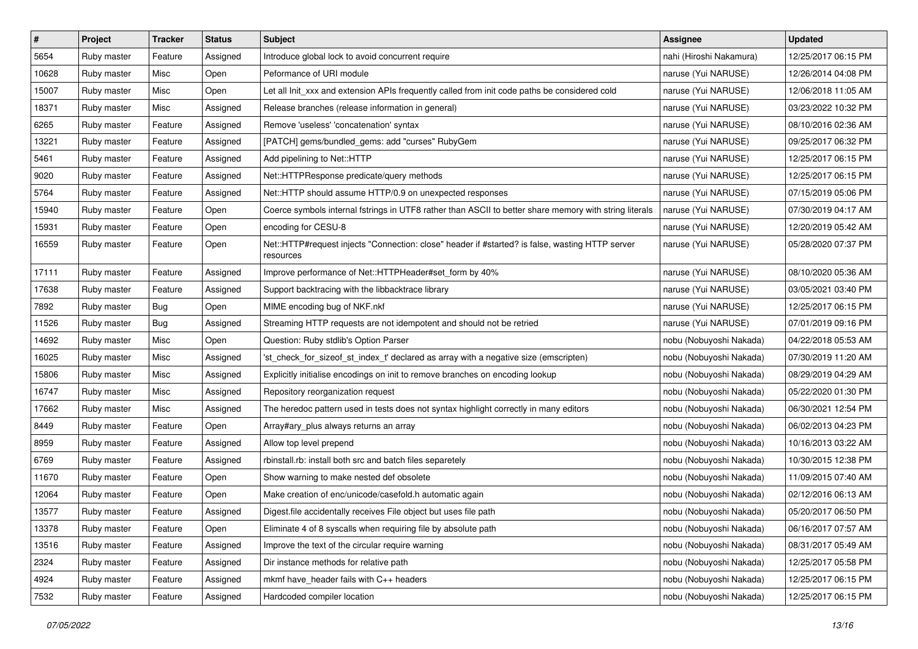| # | Project | Tracker | Status | Subject | Assignee | Updated |
|---|---|---|---|---|---|---|
| 5654 | Ruby master | Feature | Assigned | Introduce global lock to avoid concurrent require | nahi (Hiroshi Nakamura) | 12/25/2017 06:15 PM |
| 10628 | Ruby master | Misc | Open | Peformance of URI module | naruse (Yui NARUSE) | 12/26/2014 04:08 PM |
| 15007 | Ruby master | Misc | Open | Let all Init_xxx and extension APIs frequently called from init code paths be considered cold | naruse (Yui NARUSE) | 12/06/2018 11:05 AM |
| 18371 | Ruby master | Misc | Assigned | Release branches (release information in general) | naruse (Yui NARUSE) | 03/23/2022 10:32 PM |
| 6265 | Ruby master | Feature | Assigned | Remove 'useless' 'concatenation' syntax | naruse (Yui NARUSE) | 08/10/2016 02:36 AM |
| 13221 | Ruby master | Feature | Assigned | [PATCH] gems/bundled_gems: add "curses" RubyGem | naruse (Yui NARUSE) | 09/25/2017 06:32 PM |
| 5461 | Ruby master | Feature | Assigned | Add pipelining to Net::HTTP | naruse (Yui NARUSE) | 12/25/2017 06:15 PM |
| 9020 | Ruby master | Feature | Assigned | Net::HTTPResponse predicate/query methods | naruse (Yui NARUSE) | 12/25/2017 06:15 PM |
| 5764 | Ruby master | Feature | Assigned | Net::HTTP should assume HTTP/0.9 on unexpected responses | naruse (Yui NARUSE) | 07/15/2019 05:06 PM |
| 15940 | Ruby master | Feature | Open | Coerce symbols internal fstrings in UTF8 rather than ASCII to better share memory with string literals | naruse (Yui NARUSE) | 07/30/2019 04:17 AM |
| 15931 | Ruby master | Feature | Open | encoding for CESU-8 | naruse (Yui NARUSE) | 12/20/2019 05:42 AM |
| 16559 | Ruby master | Feature | Open | Net::HTTP#request injects "Connection: close" header if #started? is false, wasting HTTP server resources | naruse (Yui NARUSE) | 05/28/2020 07:37 PM |
| 17111 | Ruby master | Feature | Assigned | Improve performance of Net::HTTPHeader#set_form by 40% | naruse (Yui NARUSE) | 08/10/2020 05:36 AM |
| 17638 | Ruby master | Feature | Assigned | Support backtracing with the libbacktrace library | naruse (Yui NARUSE) | 03/05/2021 03:40 PM |
| 7892 | Ruby master | Bug | Open | MIME encoding bug of NKF.nkf | naruse (Yui NARUSE) | 12/25/2017 06:15 PM |
| 11526 | Ruby master | Bug | Assigned | Streaming HTTP requests are not idempotent and should not be retried | naruse (Yui NARUSE) | 07/01/2019 09:16 PM |
| 14692 | Ruby master | Misc | Open | Question: Ruby stdlib's Option Parser | nobu (Nobuyoshi Nakada) | 04/22/2018 05:53 AM |
| 16025 | Ruby master | Misc | Assigned | 'st_check_for_sizeof_st_index_t' declared as array with a negative size (emscripten) | nobu (Nobuyoshi Nakada) | 07/30/2019 11:20 AM |
| 15806 | Ruby master | Misc | Assigned | Explicitly initialise encodings on init to remove branches on encoding lookup | nobu (Nobuyoshi Nakada) | 08/29/2019 04:29 AM |
| 16747 | Ruby master | Misc | Assigned | Repository reorganization request | nobu (Nobuyoshi Nakada) | 05/22/2020 01:30 PM |
| 17662 | Ruby master | Misc | Assigned | The heredoc pattern used in tests does not syntax highlight correctly in many editors | nobu (Nobuyoshi Nakada) | 06/30/2021 12:54 PM |
| 8449 | Ruby master | Feature | Open | Array#ary_plus always returns an array | nobu (Nobuyoshi Nakada) | 06/02/2013 04:23 PM |
| 8959 | Ruby master | Feature | Assigned | Allow top level prepend | nobu (Nobuyoshi Nakada) | 10/16/2013 03:22 AM |
| 6769 | Ruby master | Feature | Assigned | rbinstall.rb: install both src and batch files separetely | nobu (Nobuyoshi Nakada) | 10/30/2015 12:38 PM |
| 11670 | Ruby master | Feature | Open | Show warning to make nested def obsolete | nobu (Nobuyoshi Nakada) | 11/09/2015 07:40 AM |
| 12064 | Ruby master | Feature | Open | Make creation of enc/unicode/casefold.h automatic again | nobu (Nobuyoshi Nakada) | 02/12/2016 06:13 AM |
| 13577 | Ruby master | Feature | Assigned | Digest.file accidentally receives File object but uses file path | nobu (Nobuyoshi Nakada) | 05/20/2017 06:50 PM |
| 13378 | Ruby master | Feature | Open | Eliminate 4 of 8 syscalls when requiring file by absolute path | nobu (Nobuyoshi Nakada) | 06/16/2017 07:57 AM |
| 13516 | Ruby master | Feature | Assigned | Improve the text of the circular require warning | nobu (Nobuyoshi Nakada) | 08/31/2017 05:49 AM |
| 2324 | Ruby master | Feature | Assigned | Dir instance methods for relative path | nobu (Nobuyoshi Nakada) | 12/25/2017 05:58 PM |
| 4924 | Ruby master | Feature | Assigned | mkmf have_header fails with C++ headers | nobu (Nobuyoshi Nakada) | 12/25/2017 06:15 PM |
| 7532 | Ruby master | Feature | Assigned | Hardcoded compiler location | nobu (Nobuyoshi Nakada) | 12/25/2017 06:15 PM |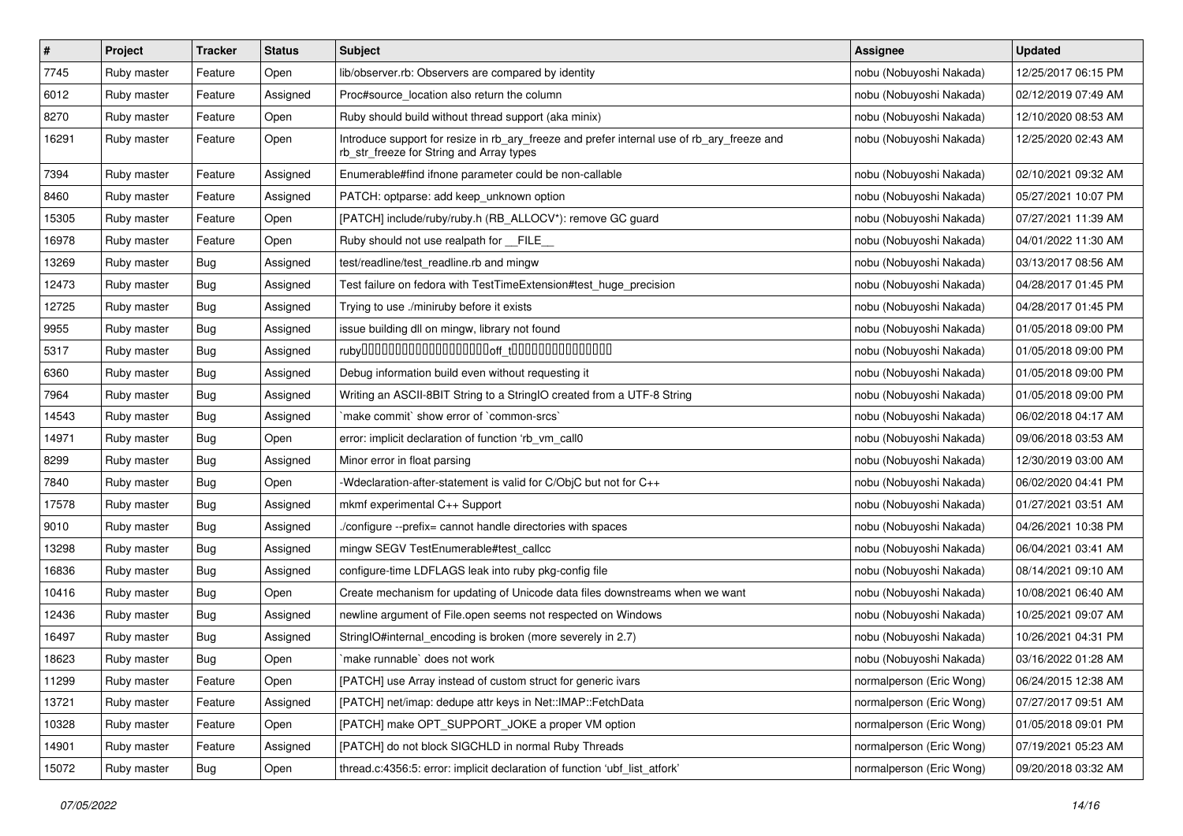| # | Project | Tracker | Status | Subject | Assignee | Updated |
|---|---|---|---|---|---|---|
| 7745 | Ruby master | Feature | Open | lib/observer.rb: Observers are compared by identity | nobu (Nobuyoshi Nakada) | 12/25/2017 06:15 PM |
| 6012 | Ruby master | Feature | Assigned | Proc#source_location also return the column | nobu (Nobuyoshi Nakada) | 02/12/2019 07:49 AM |
| 8270 | Ruby master | Feature | Open | Ruby should build without thread support (aka minix) | nobu (Nobuyoshi Nakada) | 12/10/2020 08:53 AM |
| 16291 | Ruby master | Feature | Open | Introduce support for resize in rb_ary_freeze and prefer internal use of rb_ary_freeze and rb_str_freeze for String and Array types | nobu (Nobuyoshi Nakada) | 12/25/2020 02:43 AM |
| 7394 | Ruby master | Feature | Assigned | Enumerable#find ifnone parameter could be non-callable | nobu (Nobuyoshi Nakada) | 02/10/2021 09:32 AM |
| 8460 | Ruby master | Feature | Assigned | PATCH: optparse: add keep_unknown option | nobu (Nobuyoshi Nakada) | 05/27/2021 10:07 PM |
| 15305 | Ruby master | Feature | Open | [PATCH] include/ruby/ruby.h (RB_ALLOCV*): remove GC guard | nobu (Nobuyoshi Nakada) | 07/27/2021 11:39 AM |
| 16978 | Ruby master | Feature | Open | Ruby should not use realpath for __FILE__ | nobu (Nobuyoshi Nakada) | 04/01/2022 11:30 AM |
| 13269 | Ruby master | Bug | Assigned | test/readline/test_readline.rb and mingw | nobu (Nobuyoshi Nakada) | 03/13/2017 08:56 AM |
| 12473 | Ruby master | Bug | Assigned | Test failure on fedora with TestTimeExtension#test_huge_precision | nobu (Nobuyoshi Nakada) | 04/28/2017 01:45 PM |
| 12725 | Ruby master | Bug | Assigned | Trying to use ./miniruby before it exists | nobu (Nobuyoshi Nakada) | 04/28/2017 01:45 PM |
| 9955 | Ruby master | Bug | Assigned | issue building dll on mingw, library not found | nobu (Nobuyoshi Nakada) | 01/05/2018 09:00 PM |
| 5317 | Ruby master | Bug | Assigned | ruby□□□□□□□□□□□□□□□□□□□off_t□□□□□□□□□□□□□□□ | nobu (Nobuyoshi Nakada) | 01/05/2018 09:00 PM |
| 6360 | Ruby master | Bug | Assigned | Debug information build even without requesting it | nobu (Nobuyoshi Nakada) | 01/05/2018 09:00 PM |
| 7964 | Ruby master | Bug | Assigned | Writing an ASCII-8BIT String to a StringIO created from a UTF-8 String | nobu (Nobuyoshi Nakada) | 01/05/2018 09:00 PM |
| 14543 | Ruby master | Bug | Assigned | `make commit` show error of `common-srcs` | nobu (Nobuyoshi Nakada) | 06/02/2018 04:17 AM |
| 14971 | Ruby master | Bug | Open | error: implicit declaration of function 'rb_vm_call0 | nobu (Nobuyoshi Nakada) | 09/06/2018 03:53 AM |
| 8299 | Ruby master | Bug | Assigned | Minor error in float parsing | nobu (Nobuyoshi Nakada) | 12/30/2019 03:00 AM |
| 7840 | Ruby master | Bug | Open | -Wdeclaration-after-statement is valid for C/ObjC but not for C++ | nobu (Nobuyoshi Nakada) | 06/02/2020 04:41 PM |
| 17578 | Ruby master | Bug | Assigned | mkmf experimental C++ Support | nobu (Nobuyoshi Nakada) | 01/27/2021 03:51 AM |
| 9010 | Ruby master | Bug | Assigned | ./configure --prefix= cannot handle directories with spaces | nobu (Nobuyoshi Nakada) | 04/26/2021 10:38 PM |
| 13298 | Ruby master | Bug | Assigned | mingw SEGV TestEnumerable#test_callcc | nobu (Nobuyoshi Nakada) | 06/04/2021 03:41 AM |
| 16836 | Ruby master | Bug | Assigned | configure-time LDFLAGS leak into ruby pkg-config file | nobu (Nobuyoshi Nakada) | 08/14/2021 09:10 AM |
| 10416 | Ruby master | Bug | Open | Create mechanism for updating of Unicode data files downstreams when we want | nobu (Nobuyoshi Nakada) | 10/08/2021 06:40 AM |
| 12436 | Ruby master | Bug | Assigned | newline argument of File.open seems not respected on Windows | nobu (Nobuyoshi Nakada) | 10/25/2021 09:07 AM |
| 16497 | Ruby master | Bug | Assigned | StringIO#internal_encoding is broken (more severely in 2.7) | nobu (Nobuyoshi Nakada) | 10/26/2021 04:31 PM |
| 18623 | Ruby master | Bug | Open | `make runnable` does not work | nobu (Nobuyoshi Nakada) | 03/16/2022 01:28 AM |
| 11299 | Ruby master | Feature | Open | [PATCH] use Array instead of custom struct for generic ivars | normalperson (Eric Wong) | 06/24/2015 12:38 AM |
| 13721 | Ruby master | Feature | Assigned | [PATCH] net/imap: dedupe attr keys in Net::IMAP::FetchData | normalperson (Eric Wong) | 07/27/2017 09:51 AM |
| 10328 | Ruby master | Feature | Open | [PATCH] make OPT_SUPPORT_JOKE a proper VM option | normalperson (Eric Wong) | 01/05/2018 09:01 PM |
| 14901 | Ruby master | Feature | Assigned | [PATCH] do not block SIGCHLD in normal Ruby Threads | normalperson (Eric Wong) | 07/19/2021 05:23 AM |
| 15072 | Ruby master | Bug | Open | thread.c:4356:5: error: implicit declaration of function 'ubf_list_atfork' | normalperson (Eric Wong) | 09/20/2018 03:32 AM |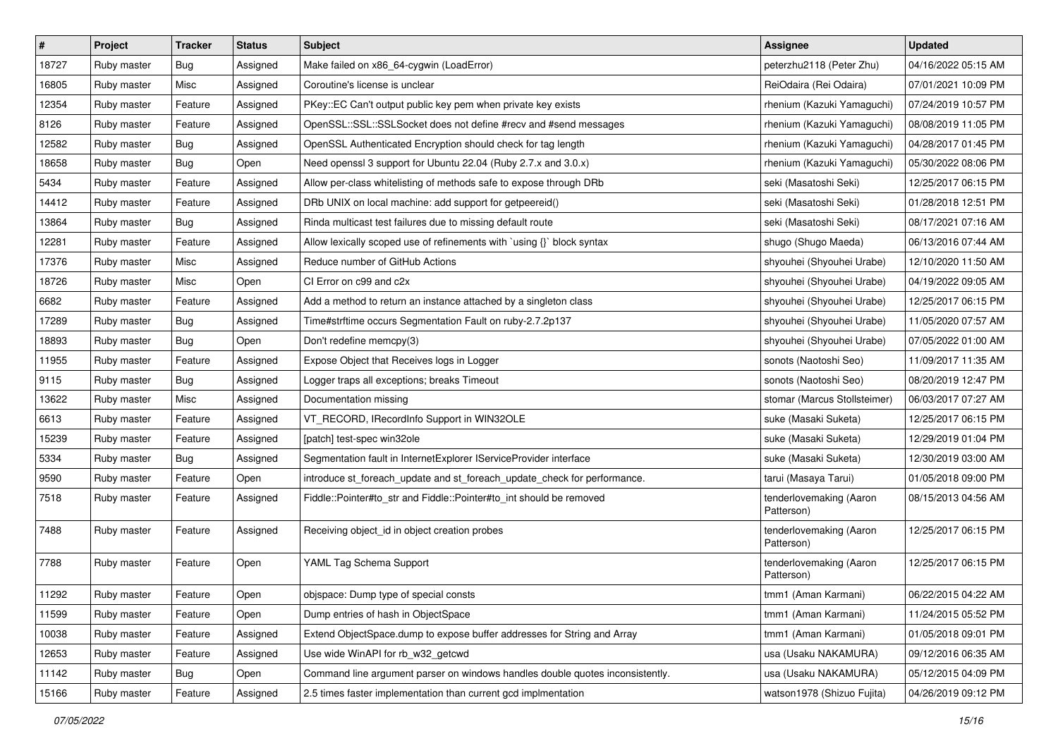| # | Project | Tracker | Status | Subject | Assignee | Updated |
|---|---|---|---|---|---|---|
| 18727 | Ruby master | Bug | Assigned | Make failed on x86_64-cygwin (LoadError) | peterzhu2118 (Peter Zhu) | 04/16/2022 05:15 AM |
| 16805 | Ruby master | Misc | Assigned | Coroutine's license is unclear | ReiOdaira (Rei Odaira) | 07/01/2021 10:09 PM |
| 12354 | Ruby master | Feature | Assigned | PKey::EC Can't output public key pem when private key exists | rhenium (Kazuki Yamaguchi) | 07/24/2019 10:57 PM |
| 8126 | Ruby master | Feature | Assigned | OpenSSL::SSL::SSLSocket does not define #recv and #send messages | rhenium (Kazuki Yamaguchi) | 08/08/2019 11:05 PM |
| 12582 | Ruby master | Bug | Assigned | OpenSSL Authenticated Encryption should check for tag length | rhenium (Kazuki Yamaguchi) | 04/28/2017 01:45 PM |
| 18658 | Ruby master | Bug | Open | Need openssl 3 support for Ubuntu 22.04 (Ruby 2.7.x and 3.0.x) | rhenium (Kazuki Yamaguchi) | 05/30/2022 08:06 PM |
| 5434 | Ruby master | Feature | Assigned | Allow per-class whitelisting of methods safe to expose through DRb | seki (Masatoshi Seki) | 12/25/2017 06:15 PM |
| 14412 | Ruby master | Feature | Assigned | DRb UNIX on local machine: add support for getpeereid() | seki (Masatoshi Seki) | 01/28/2018 12:51 PM |
| 13864 | Ruby master | Bug | Assigned | Rinda multicast test failures due to missing default route | seki (Masatoshi Seki) | 08/17/2021 07:16 AM |
| 12281 | Ruby master | Feature | Assigned | Allow lexically scoped use of refinements with `using {}` block syntax | shugo (Shugo Maeda) | 06/13/2016 07:44 AM |
| 17376 | Ruby master | Misc | Assigned | Reduce number of GitHub Actions | shyouhei (Shyouhei Urabe) | 12/10/2020 11:50 AM |
| 18726 | Ruby master | Misc | Open | CI Error on c99 and c2x | shyouhei (Shyouhei Urabe) | 04/19/2022 09:05 AM |
| 6682 | Ruby master | Feature | Assigned | Add a method to return an instance attached by a singleton class | shyouhei (Shyouhei Urabe) | 12/25/2017 06:15 PM |
| 17289 | Ruby master | Bug | Assigned | Time#strftime occurs Segmentation Fault on ruby-2.7.2p137 | shyouhei (Shyouhei Urabe) | 11/05/2020 07:57 AM |
| 18893 | Ruby master | Bug | Open | Don't redefine memcpy(3) | shyouhei (Shyouhei Urabe) | 07/05/2022 01:00 AM |
| 11955 | Ruby master | Feature | Assigned | Expose Object that Receives logs in Logger | sonots (Naotoshi Seo) | 11/09/2017 11:35 AM |
| 9115 | Ruby master | Bug | Assigned | Logger traps all exceptions; breaks Timeout | sonots (Naotoshi Seo) | 08/20/2019 12:47 PM |
| 13622 | Ruby master | Misc | Assigned | Documentation missing | stomar (Marcus Stollsteimer) | 06/03/2017 07:27 AM |
| 6613 | Ruby master | Feature | Assigned | VT_RECORD, IRecordInfo Support in WIN32OLE | suke (Masaki Suketa) | 12/25/2017 06:15 PM |
| 15239 | Ruby master | Feature | Assigned | [patch] test-spec win32ole | suke (Masaki Suketa) | 12/29/2019 01:04 PM |
| 5334 | Ruby master | Bug | Assigned | Segmentation fault in InternetExplorer IServiceProvider interface | suke (Masaki Suketa) | 12/30/2019 03:00 AM |
| 9590 | Ruby master | Feature | Open | introduce st_foreach_update and st_foreach_update_check for performance. | tarui (Masaya Tarui) | 01/05/2018 09:00 PM |
| 7518 | Ruby master | Feature | Assigned | Fiddle::Pointer#to_str and Fiddle::Pointer#to_int should be removed | tenderlovemaking (Aaron Patterson) | 08/15/2013 04:56 AM |
| 7488 | Ruby master | Feature | Assigned | Receiving object_id in object creation probes | tenderlovemaking (Aaron Patterson) | 12/25/2017 06:15 PM |
| 7788 | Ruby master | Feature | Open | YAML Tag Schema Support | tenderlovemaking (Aaron Patterson) | 12/25/2017 06:15 PM |
| 11292 | Ruby master | Feature | Open | objspace: Dump type of special consts | tmm1 (Aman Karmani) | 06/22/2015 04:22 AM |
| 11599 | Ruby master | Feature | Open | Dump entries of hash in ObjectSpace | tmm1 (Aman Karmani) | 11/24/2015 05:52 PM |
| 10038 | Ruby master | Feature | Assigned | Extend ObjectSpace.dump to expose buffer addresses for String and Array | tmm1 (Aman Karmani) | 01/05/2018 09:01 PM |
| 12653 | Ruby master | Feature | Assigned | Use wide WinAPI for rb_w32_getcwd | usa (Usaku NAKAMURA) | 09/12/2016 06:35 AM |
| 11142 | Ruby master | Bug | Open | Command line argument parser on windows handles double quotes inconsistently. | usa (Usaku NAKAMURA) | 05/12/2015 04:09 PM |
| 15166 | Ruby master | Feature | Assigned | 2.5 times faster implementation than current gcd implmentation | watson1978 (Shizuo Fujita) | 04/26/2019 09:12 PM |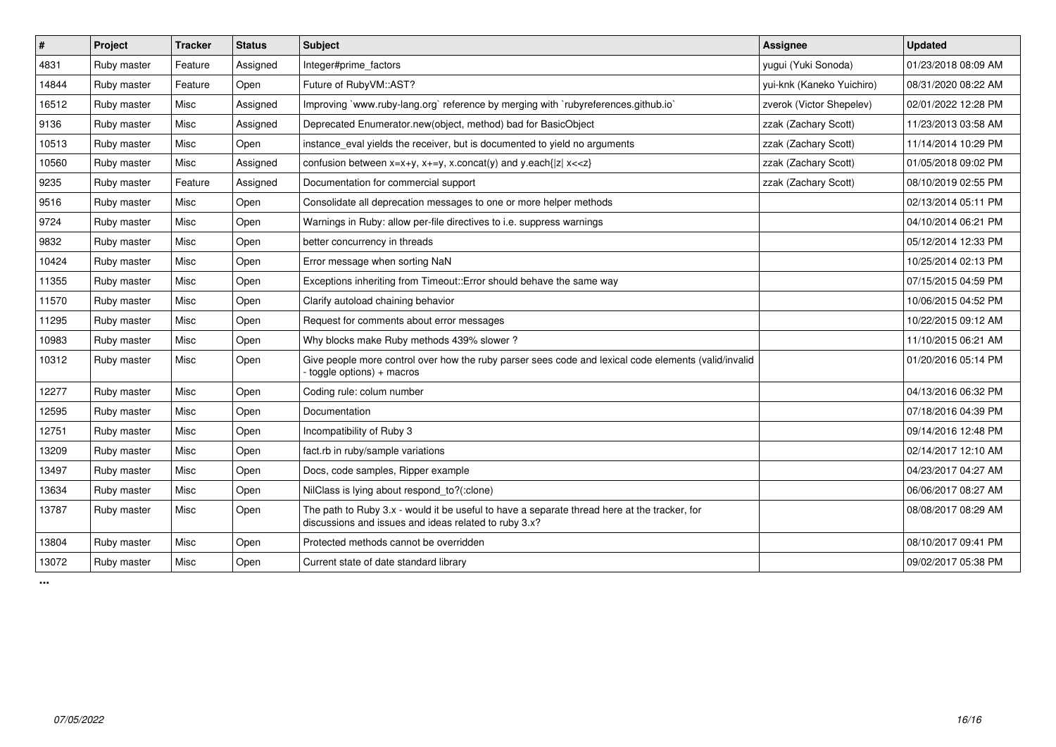| # | Project | Tracker | Status | Subject | Assignee | Updated |
|---|---|---|---|---|---|---|
| 4831 | Ruby master | Feature | Assigned | Integer#prime_factors | yugui (Yuki Sonoda) | 01/23/2018 08:09 AM |
| 14844 | Ruby master | Feature | Open | Future of RubyVM::AST? | yui-knk (Kaneko Yuichiro) | 08/31/2020 08:22 AM |
| 16512 | Ruby master | Misc | Assigned | Improving `www.ruby-lang.org` reference by merging with `rubyreferences.github.io` | zverok (Victor Shepelev) | 02/01/2022 12:28 PM |
| 9136 | Ruby master | Misc | Assigned | Deprecated Enumerator.new(object, method) bad for BasicObject | zzak (Zachary Scott) | 11/23/2013 03:58 AM |
| 10513 | Ruby master | Misc | Open | instance_eval yields the receiver, but is documented to yield no arguments | zzak (Zachary Scott) | 11/14/2014 10:29 PM |
| 10560 | Ruby master | Misc | Assigned | confusion between x=x+y, x+=y, x.concat(y) and y.each{\|z\| x<<z} | zzak (Zachary Scott) | 01/05/2018 09:02 PM |
| 9235 | Ruby master | Feature | Assigned | Documentation for commercial support | zzak (Zachary Scott) | 08/10/2019 02:55 PM |
| 9516 | Ruby master | Misc | Open | Consolidate all deprecation messages to one or more helper methods | | 02/13/2014 05:11 PM |
| 9724 | Ruby master | Misc | Open | Warnings in Ruby: allow per-file directives to i.e. suppress warnings | | 04/10/2014 06:21 PM |
| 9832 | Ruby master | Misc | Open | better concurrency in threads | | 05/12/2014 12:33 PM |
| 10424 | Ruby master | Misc | Open | Error message when sorting NaN | | 10/25/2014 02:13 PM |
| 11355 | Ruby master | Misc | Open | Exceptions inheriting from Timeout::Error should behave the same way | | 07/15/2015 04:59 PM |
| 11570 | Ruby master | Misc | Open | Clarify autoload chaining behavior | | 10/06/2015 04:52 PM |
| 11295 | Ruby master | Misc | Open | Request for comments about error messages | | 10/22/2015 09:12 AM |
| 10983 | Ruby master | Misc | Open | Why blocks make Ruby methods 439% slower ? | | 11/10/2015 06:21 AM |
| 10312 | Ruby master | Misc | Open | Give people more control over how the ruby parser sees code and lexical code elements (valid/invalid - toggle options) + macros | | 01/20/2016 05:14 PM |
| 12277 | Ruby master | Misc | Open | Coding rule: colum number | | 04/13/2016 06:32 PM |
| 12595 | Ruby master | Misc | Open | Documentation | | 07/18/2016 04:39 PM |
| 12751 | Ruby master | Misc | Open | Incompatibility of Ruby 3 | | 09/14/2016 12:48 PM |
| 13209 | Ruby master | Misc | Open | fact.rb in ruby/sample variations | | 02/14/2017 12:10 AM |
| 13497 | Ruby master | Misc | Open | Docs, code samples, Ripper example | | 04/23/2017 04:27 AM |
| 13634 | Ruby master | Misc | Open | NilClass is lying about respond_to?(:clone) | | 06/06/2017 08:27 AM |
| 13787 | Ruby master | Misc | Open | The path to Ruby 3.x - would it be useful to have a separate thread here at the tracker, for discussions and issues and ideas related to ruby 3.x? | | 08/08/2017 08:29 AM |
| 13804 | Ruby master | Misc | Open | Protected methods cannot be overridden | | 08/10/2017 09:41 PM |
| 13072 | Ruby master | Misc | Open | Current state of date standard library | | 09/02/2017 05:38 PM |

...